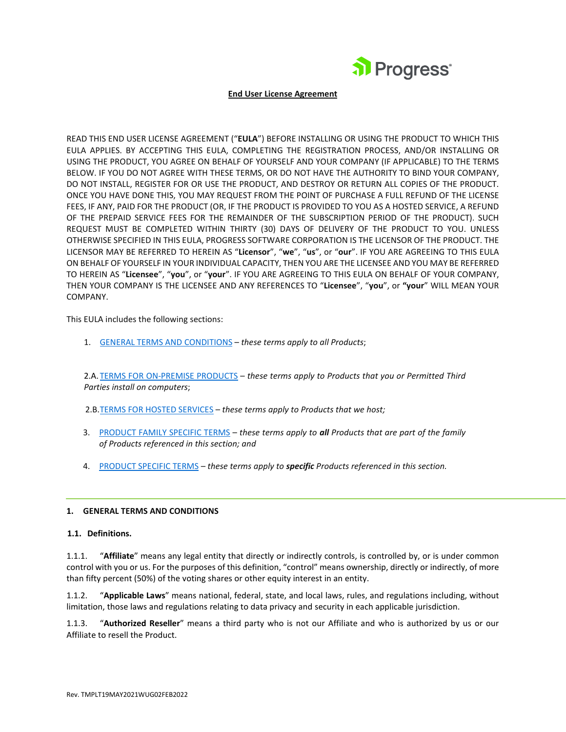Progress

**End User License Agreement**

READ THIS END USER LICENSE AGREEMENT ("**EULA**") BEFORE INSTALLING OR USING THE PRODUCT TO WHICH THIS EULA APPLIES. BY ACCEPTING THIS EULA, COMPLETING THE REGISTRATION PROCESS, AND/OR INSTALLING OR USING THE PRODUCT, YOU AGREE ON BEHALF OF YOURSELF AND YOUR COMPANY (IF APPLICABLE) TO THE TERMS BELOW. IF YOU DO NOT AGREE WITH THESE TERMS, OR DO NOT HAVE THE AUTHORITY TO BIND YOUR COMPANY, DO NOT INSTALL, REGISTER FOR OR USE THE PRODUCT, AND DESTROY OR RETURN ALL COPIES OF THE PRODUCT. ONCE YOU HAVE DONE THIS, YOU MAY REQUEST FROM THE POINT OF PURCHASE A FULL REFUND OF THE LICENSE FEES, IF ANY, PAID FOR THE PRODUCT (OR, IF THE PRODUCT IS PROVIDED TO YOU AS A HOSTED SERVICE, A REFUND OF THE PREPAID SERVICE FEES FOR THE REMAINDER OF THE SUBSCRIPTION PERIOD OF THE PRODUCT). SUCH REQUEST MUST BE COMPLETED WITHIN THIRTY (30) DAYS OF DELIVERY OF THE PRODUCT TO YOU. UNLESS OTHERWISE SPECIFIED IN THIS EULA, PROGRESS SOFTWARE CORPORATION IS THE LICENSOR OF THE PRODUCT. THE LICENSOR MAY BE REFERRED TO HEREIN AS "**Licensor**", "**we**", "**us**", or "**our**". IF YOU ARE AGREEING TO THIS EULA ON BEHALF OF YOURSELF IN YOUR INDIVIDUAL CAPACITY, THEN YOU ARE THE LICENSEE AND YOU MAY BE REFERRED TO HEREIN AS "**Licensee**", "**you**", or "**your**". IF YOU ARE AGREEING TO THIS EULA ON BEHALF OF YOUR COMPANY, THEN YOUR COMPANY IS THE LICENSEE AND ANY REFERENCES TO "**Licensee**", "**you**", or **"your**" WILL MEAN YOUR COMPANY.

This EULA includes the following sections:

1. GENERAL TERMS AND CONDITIONS – *these terms apply to all Products*;

2.A. TERMS FOR ON-PREMISE PRODUCTS – *these terms apply to Products that you or Permitted Third Parties install on computers*;

2.B. TERMS FOR HOSTED SERVICES – *these terms apply to Products that we host;*

3. PRODUCT FAMILY SPECIFIC TERMS – *these terms apply to* ***all*** *Products that are part of the family of Products referenced in this section; and*

4. PRODUCT SPECIFIC TERMS – *these terms apply to* ***specific*** *Products referenced in this section.*

## 1. GENERAL TERMS AND CONDITIONS

### 1.1. Definitions.

1.1.1. "**Affiliate**" means any legal entity that directly or indirectly controls, is controlled by, or is under common control with you or us. For the purposes of this definition, "control" means ownership, directly or indirectly, of more than fifty percent (50%) of the voting shares or other equity interest in an entity.

1.1.2. "**Applicable Laws**" means national, federal, state, and local laws, rules, and regulations including, without limitation, those laws and regulations relating to data privacy and security in each applicable jurisdiction.

1.1.3. "**Authorized Reseller**" means a third party who is not our Affiliate and who is authorized by us or our Affiliate to resell the Product.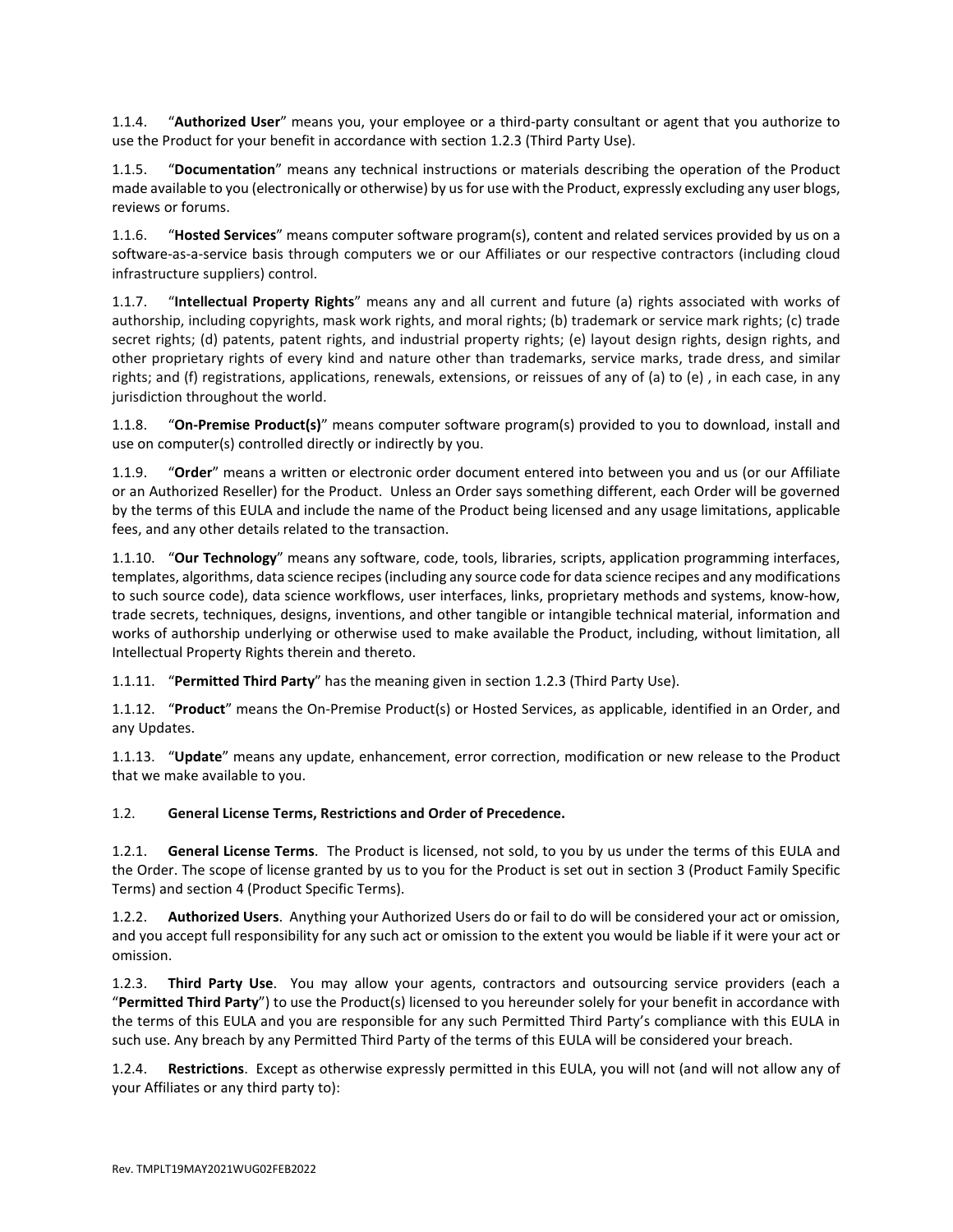1.1.4. “**Authorized User**” means you, your employee or a third-party consultant or agent that you authorize to use the Product for your benefit in accordance with section 1.2.3 (Third Party Use).

1.1.5. “**Documentation**” means any technical instructions or materials describing the operation of the Product made available to you (electronically or otherwise) by us for use with the Product, expressly excluding any user blogs, reviews or forums.

1.1.6. “**Hosted Services**” means computer software program(s), content and related services provided by us on a software-as-a-service basis through computers we or our Affiliates or our respective contractors (including cloud infrastructure suppliers) control.

1.1.7. “**Intellectual Property Rights**” means any and all current and future (a) rights associated with works of authorship, including copyrights, mask work rights, and moral rights; (b) trademark or service mark rights; (c) trade secret rights; (d) patents, patent rights, and industrial property rights; (e) layout design rights, design rights, and other proprietary rights of every kind and nature other than trademarks, service marks, trade dress, and similar rights; and (f) registrations, applications, renewals, extensions, or reissues of any of (a) to (e) , in each case, in any jurisdiction throughout the world.

1.1.8. “**On-Premise Product(s)**” means computer software program(s) provided to you to download, install and use on computer(s) controlled directly or indirectly by you.

1.1.9. “**Order**” means a written or electronic order document entered into between you and us (or our Affiliate or an Authorized Reseller) for the Product. Unless an Order says something different, each Order will be governed by the terms of this EULA and include the name of the Product being licensed and any usage limitations, applicable fees, and any other details related to the transaction.

1.1.10. “**Our Technology**” means any software, code, tools, libraries, scripts, application programming interfaces, templates, algorithms, data science recipes (including any source code for data science recipes and any modifications to such source code), data science workflows, user interfaces, links, proprietary methods and systems, know-how, trade secrets, techniques, designs, inventions, and other tangible or intangible technical material, information and works of authorship underlying or otherwise used to make available the Product, including, without limitation, all Intellectual Property Rights therein and thereto.

1.1.11. “**Permitted Third Party**” has the meaning given in section 1.2.3 (Third Party Use).

1.1.12. “**Product**” means the On-Premise Product(s) or Hosted Services, as applicable, identified in an Order, and any Updates.

1.1.13. “**Update**” means any update, enhancement, error correction, modification or new release to the Product that we make available to you.

1.2. **General License Terms, Restrictions and Order of Precedence.**

1.2.1. **General License Terms**. The Product is licensed, not sold, to you by us under the terms of this EULA and the Order. The scope of license granted by us to you for the Product is set out in section 3 (Product Family Specific Terms) and section 4 (Product Specific Terms).

1.2.2. **Authorized Users**. Anything your Authorized Users do or fail to do will be considered your act or omission, and you accept full responsibility for any such act or omission to the extent you would be liable if it were your act or omission.

1.2.3. **Third Party Use**. You may allow your agents, contractors and outsourcing service providers (each a “**Permitted Third Party**”) to use the Product(s) licensed to you hereunder solely for your benefit in accordance with the terms of this EULA and you are responsible for any such Permitted Third Party’s compliance with this EULA in such use. Any breach by any Permitted Third Party of the terms of this EULA will be considered your breach.

1.2.4. **Restrictions**. Except as otherwise expressly permitted in this EULA, you will not (and will not allow any of your Affiliates or any third party to):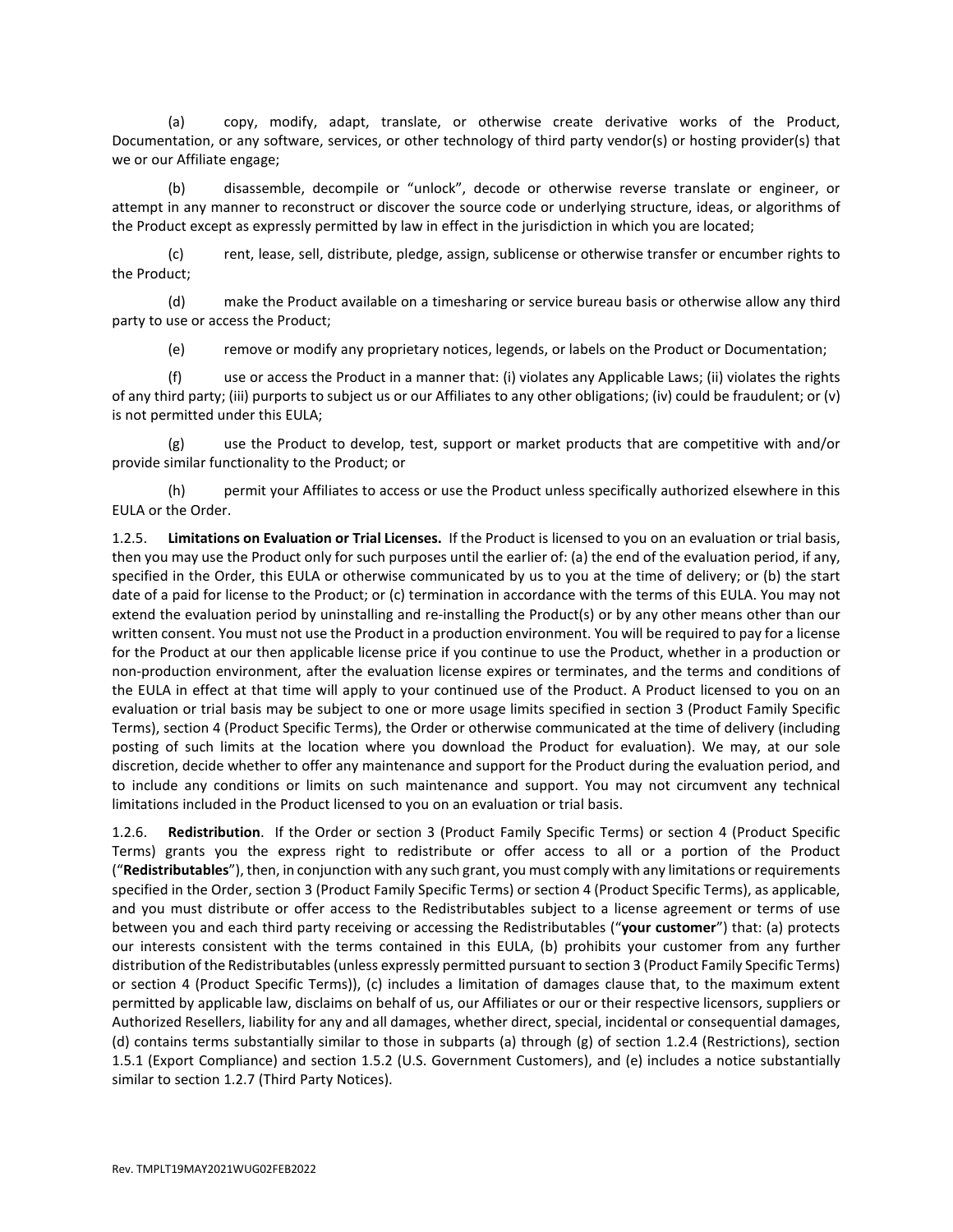(a) copy, modify, adapt, translate, or otherwise create derivative works of the Product, Documentation, or any software, services, or other technology of third party vendor(s) or hosting provider(s) that we or our Affiliate engage;

(b) disassemble, decompile or "unlock", decode or otherwise reverse translate or engineer, or attempt in any manner to reconstruct or discover the source code or underlying structure, ideas, or algorithms of the Product except as expressly permitted by law in effect in the jurisdiction in which you are located;

(c) rent, lease, sell, distribute, pledge, assign, sublicense or otherwise transfer or encumber rights to the Product;

(d) make the Product available on a timesharing or service bureau basis or otherwise allow any third party to use or access the Product;

(e) remove or modify any proprietary notices, legends, or labels on the Product or Documentation;

(f) use or access the Product in a manner that: (i) violates any Applicable Laws; (ii) violates the rights of any third party; (iii) purports to subject us or our Affiliates to any other obligations; (iv) could be fraudulent; or (v) is not permitted under this EULA;

(g) use the Product to develop, test, support or market products that are competitive with and/or provide similar functionality to the Product; or

(h) permit your Affiliates to access or use the Product unless specifically authorized elsewhere in this EULA or the Order.

1.2.5. **Limitations on Evaluation or Trial Licenses.** If the Product is licensed to you on an evaluation or trial basis, then you may use the Product only for such purposes until the earlier of: (a) the end of the evaluation period, if any, specified in the Order, this EULA or otherwise communicated by us to you at the time of delivery; or (b) the start date of a paid for license to the Product; or (c) termination in accordance with the terms of this EULA. You may not extend the evaluation period by uninstalling and re-installing the Product(s) or by any other means other than our written consent. You must not use the Product in a production environment. You will be required to pay for a license for the Product at our then applicable license price if you continue to use the Product, whether in a production or non-production environment, after the evaluation license expires or terminates, and the terms and conditions of the EULA in effect at that time will apply to your continued use of the Product. A Product licensed to you on an evaluation or trial basis may be subject to one or more usage limits specified in section 3 (Product Family Specific Terms), section 4 (Product Specific Terms), the Order or otherwise communicated at the time of delivery (including posting of such limits at the location where you download the Product for evaluation). We may, at our sole discretion, decide whether to offer any maintenance and support for the Product during the evaluation period, and to include any conditions or limits on such maintenance and support. You may not circumvent any technical limitations included in the Product licensed to you on an evaluation or trial basis.

1.2.6. **Redistribution**. If the Order or section 3 (Product Family Specific Terms) or section 4 (Product Specific Terms) grants you the express right to redistribute or offer access to all or a portion of the Product ("**Redistributables**"), then, in conjunction with any such grant, you must comply with any limitations or requirements specified in the Order, section 3 (Product Family Specific Terms) or section 4 (Product Specific Terms), as applicable, and you must distribute or offer access to the Redistributables subject to a license agreement or terms of use between you and each third party receiving or accessing the Redistributables ("**your customer**") that: (a) protects our interests consistent with the terms contained in this EULA, (b) prohibits your customer from any further distribution of the Redistributables (unless expressly permitted pursuant to section 3 (Product Family Specific Terms) or section 4 (Product Specific Terms)), (c) includes a limitation of damages clause that, to the maximum extent permitted by applicable law, disclaims on behalf of us, our Affiliates or our or their respective licensors, suppliers or Authorized Resellers, liability for any and all damages, whether direct, special, incidental or consequential damages, (d) contains terms substantially similar to those in subparts (a) through (g) of section 1.2.4 (Restrictions), section 1.5.1 (Export Compliance) and section 1.5.2 (U.S. Government Customers), and (e) includes a notice substantially similar to section 1.2.7 (Third Party Notices).

Rev. TMPLT19MAY2021WUG02FEB2022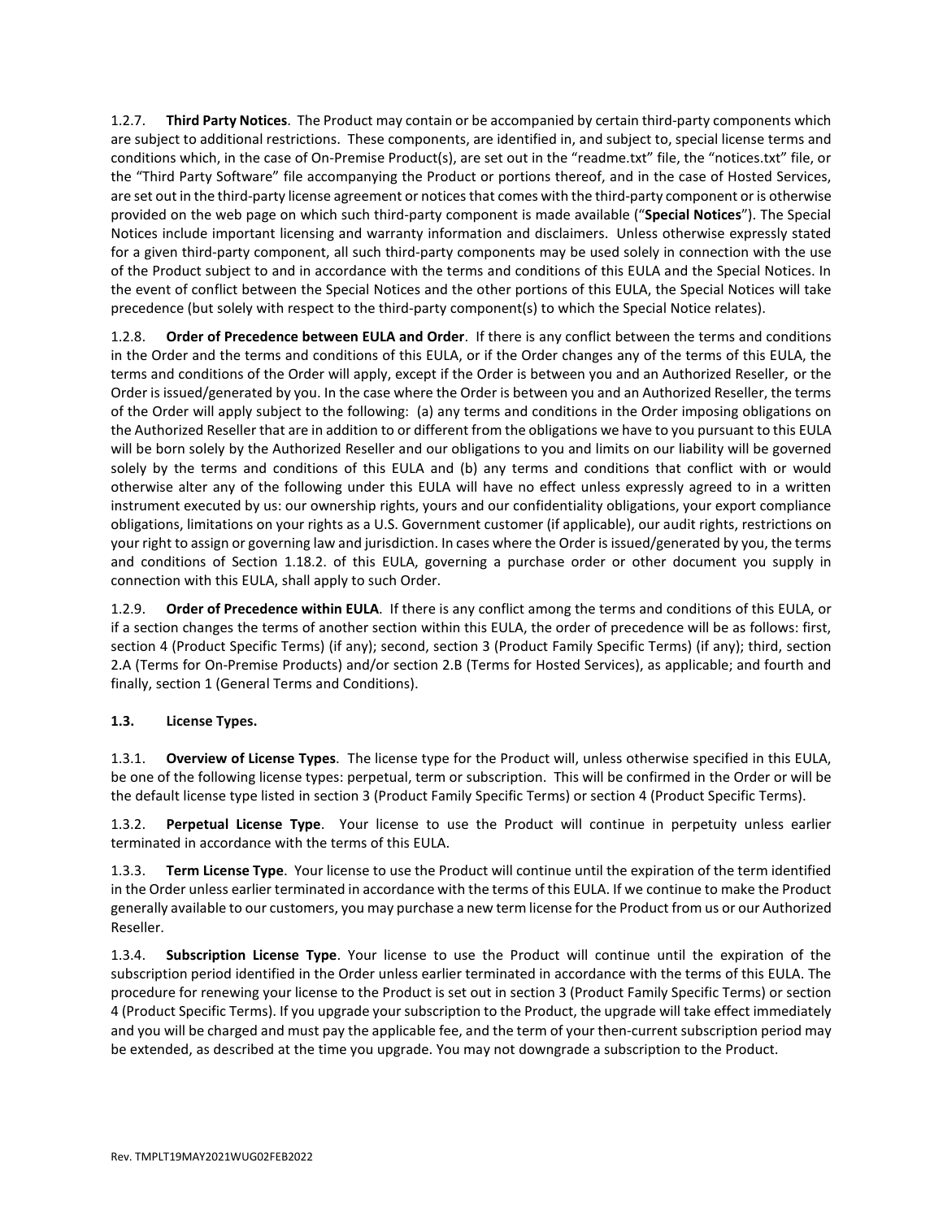1.2.7. **Third Party Notices**. The Product may contain or be accompanied by certain third-party components which are subject to additional restrictions. These components, are identified in, and subject to, special license terms and conditions which, in the case of On-Premise Product(s), are set out in the "readme.txt" file, the "notices.txt" file, or the "Third Party Software" file accompanying the Product or portions thereof, and in the case of Hosted Services, are set out in the third-party license agreement or notices that comes with the third-party component or is otherwise provided on the web page on which such third-party component is made available ("**Special Notices**"). The Special Notices include important licensing and warranty information and disclaimers. Unless otherwise expressly stated for a given third-party component, all such third-party components may be used solely in connection with the use of the Product subject to and in accordance with the terms and conditions of this EULA and the Special Notices. In the event of conflict between the Special Notices and the other portions of this EULA, the Special Notices will take precedence (but solely with respect to the third-party component(s) to which the Special Notice relates).

1.2.8. **Order of Precedence between EULA and Order**. If there is any conflict between the terms and conditions in the Order and the terms and conditions of this EULA, or if the Order changes any of the terms of this EULA, the terms and conditions of the Order will apply, except if the Order is between you and an Authorized Reseller, or the Order is issued/generated by you. In the case where the Order is between you and an Authorized Reseller, the terms of the Order will apply subject to the following: (a) any terms and conditions in the Order imposing obligations on the Authorized Reseller that are in addition to or different from the obligations we have to you pursuant to this EULA will be born solely by the Authorized Reseller and our obligations to you and limits on our liability will be governed solely by the terms and conditions of this EULA and (b) any terms and conditions that conflict with or would otherwise alter any of the following under this EULA will have no effect unless expressly agreed to in a written instrument executed by us: our ownership rights, yours and our confidentiality obligations, your export compliance obligations, limitations on your rights as a U.S. Government customer (if applicable), our audit rights, restrictions on your right to assign or governing law and jurisdiction. In cases where the Order is issued/generated by you, the terms and conditions of Section 1.18.2. of this EULA, governing a purchase order or other document you supply in connection with this EULA, shall apply to such Order.

1.2.9. **Order of Precedence within EULA**. If there is any conflict among the terms and conditions of this EULA, or if a section changes the terms of another section within this EULA, the order of precedence will be as follows: first, section 4 (Product Specific Terms) (if any); second, section 3 (Product Family Specific Terms) (if any); third, section 2.A (Terms for On-Premise Products) and/or section 2.B (Terms for Hosted Services), as applicable; and fourth and finally, section 1 (General Terms and Conditions).

**1.3. License Types.**

1.3.1. **Overview of License Types**. The license type for the Product will, unless otherwise specified in this EULA, be one of the following license types: perpetual, term or subscription. This will be confirmed in the Order or will be the default license type listed in section 3 (Product Family Specific Terms) or section 4 (Product Specific Terms).

1.3.2. **Perpetual License Type**. Your license to use the Product will continue in perpetuity unless earlier terminated in accordance with the terms of this EULA.

1.3.3. **Term License Type**. Your license to use the Product will continue until the expiration of the term identified in the Order unless earlier terminated in accordance with the terms of this EULA. If we continue to make the Product generally available to our customers, you may purchase a new term license for the Product from us or our Authorized Reseller.

1.3.4. **Subscription License Type**. Your license to use the Product will continue until the expiration of the subscription period identified in the Order unless earlier terminated in accordance with the terms of this EULA. The procedure for renewing your license to the Product is set out in section 3 (Product Family Specific Terms) or section 4 (Product Specific Terms). If you upgrade your subscription to the Product, the upgrade will take effect immediately and you will be charged and must pay the applicable fee, and the term of your then-current subscription period may be extended, as described at the time you upgrade. You may not downgrade a subscription to the Product.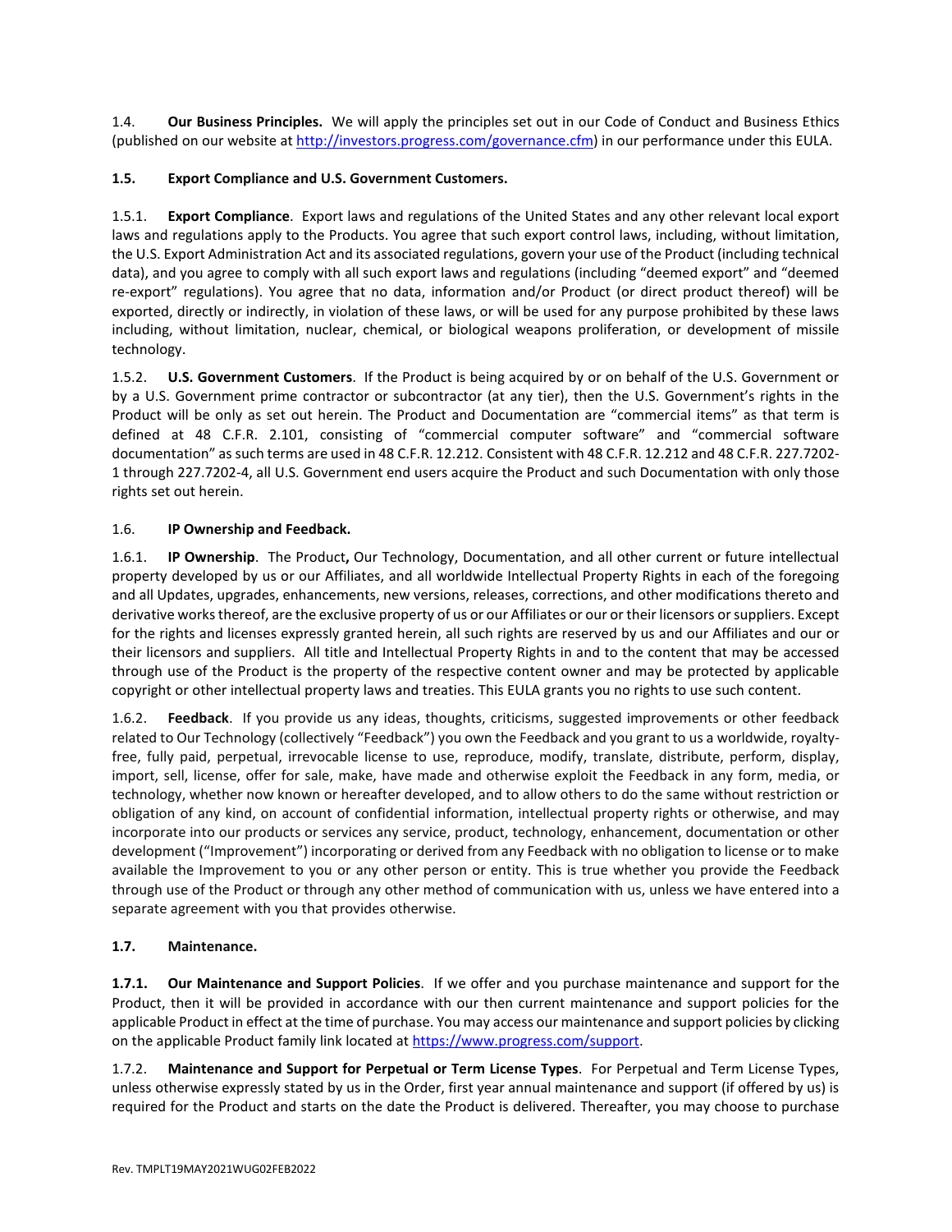1.4. **Our Business Principles.** We will apply the principles set out in our Code of Conduct and Business Ethics (published on our website at http://investors.progress.com/governance.cfm) in our performance under this EULA.

**1.5. Export Compliance and U.S. Government Customers.**

1.5.1. **Export Compliance**. Export laws and regulations of the United States and any other relevant local export laws and regulations apply to the Products. You agree that such export control laws, including, without limitation, the U.S. Export Administration Act and its associated regulations, govern your use of the Product (including technical data), and you agree to comply with all such export laws and regulations (including "deemed export" and "deemed re-export" regulations). You agree that no data, information and/or Product (or direct product thereof) will be exported, directly or indirectly, in violation of these laws, or will be used for any purpose prohibited by these laws including, without limitation, nuclear, chemical, or biological weapons proliferation, or development of missile technology.

1.5.2. **U.S. Government Customers**. If the Product is being acquired by or on behalf of the U.S. Government or by a U.S. Government prime contractor or subcontractor (at any tier), then the U.S. Government's rights in the Product will be only as set out herein. The Product and Documentation are "commercial items" as that term is defined at 48 C.F.R. 2.101, consisting of "commercial computer software" and "commercial software documentation" as such terms are used in 48 C.F.R. 12.212. Consistent with 48 C.F.R. 12.212 and 48 C.F.R. 227.7202-1 through 227.7202-4, all U.S. Government end users acquire the Product and such Documentation with only those rights set out herein.

1.6. **IP Ownership and Feedback.**

1.6.1. **IP Ownership**. The Product**,** Our Technology, Documentation, and all other current or future intellectual property developed by us or our Affiliates, and all worldwide Intellectual Property Rights in each of the foregoing and all Updates, upgrades, enhancements, new versions, releases, corrections, and other modifications thereto and derivative works thereof, are the exclusive property of us or our Affiliates or our or their licensors or suppliers. Except for the rights and licenses expressly granted herein, all such rights are reserved by us and our Affiliates and our or their licensors and suppliers. All title and Intellectual Property Rights in and to the content that may be accessed through use of the Product is the property of the respective content owner and may be protected by applicable copyright or other intellectual property laws and treaties. This EULA grants you no rights to use such content.

1.6.2. **Feedback**. If you provide us any ideas, thoughts, criticisms, suggested improvements or other feedback related to Our Technology (collectively "Feedback") you own the Feedback and you grant to us a worldwide, royalty-free, fully paid, perpetual, irrevocable license to use, reproduce, modify, translate, distribute, perform, display, import, sell, license, offer for sale, make, have made and otherwise exploit the Feedback in any form, media, or technology, whether now known or hereafter developed, and to allow others to do the same without restriction or obligation of any kind, on account of confidential information, intellectual property rights or otherwise, and may incorporate into our products or services any service, product, technology, enhancement, documentation or other development ("Improvement") incorporating or derived from any Feedback with no obligation to license or to make available the Improvement to you or any other person or entity. This is true whether you provide the Feedback through use of the Product or through any other method of communication with us, unless we have entered into a separate agreement with you that provides otherwise.

**1.7. Maintenance.**

**1.7.1. Our Maintenance and Support Policies**. If we offer and you purchase maintenance and support for the Product, then it will be provided in accordance with our then current maintenance and support policies for the applicable Product in effect at the time of purchase. You may access our maintenance and support policies by clicking on the applicable Product family link located at https://www.progress.com/support.

1.7.2. **Maintenance and Support for Perpetual or Term License Types**. For Perpetual and Term License Types, unless otherwise expressly stated by us in the Order, first year annual maintenance and support (if offered by us) is required for the Product and starts on the date the Product is delivered. Thereafter, you may choose to purchase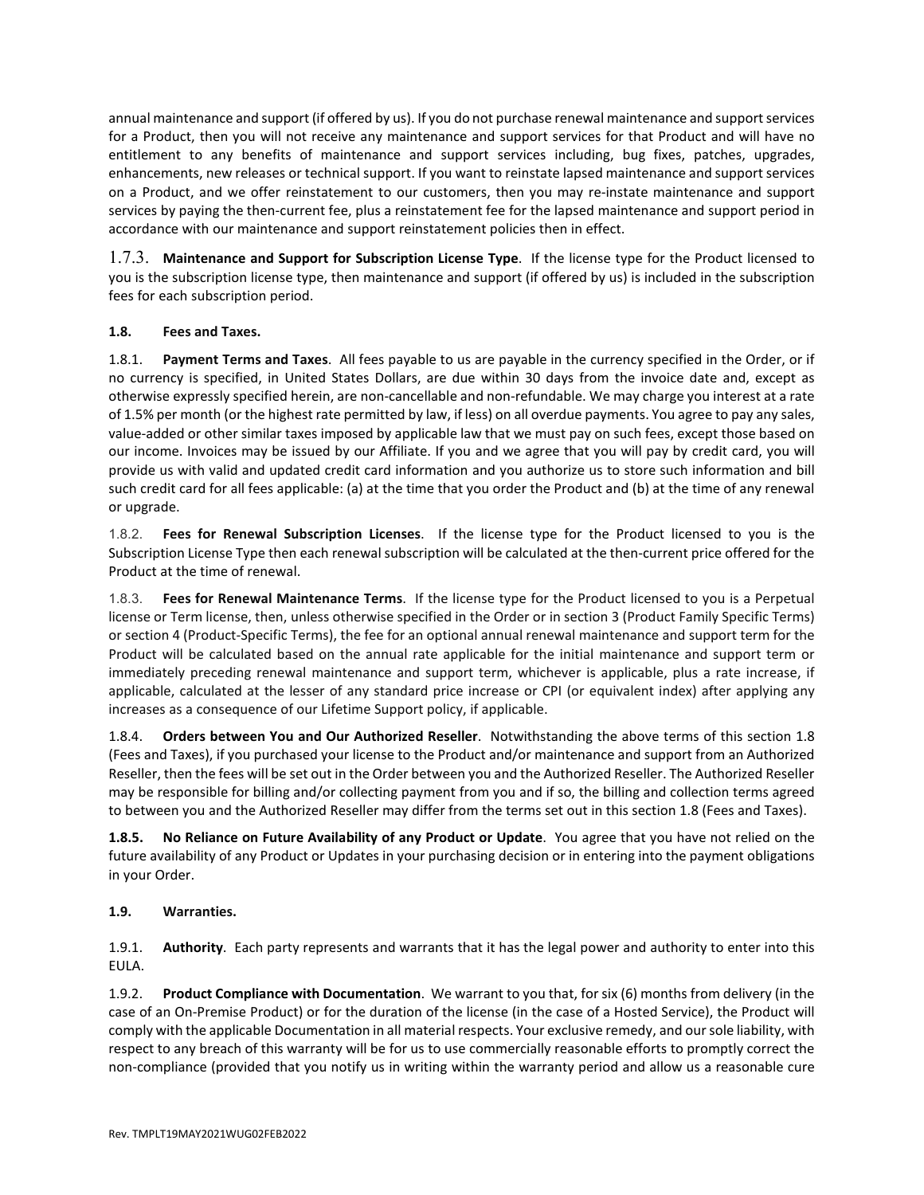annual maintenance and support (if offered by us). If you do not purchase renewal maintenance and support services for a Product, then you will not receive any maintenance and support services for that Product and will have no entitlement to any benefits of maintenance and support services including, bug fixes, patches, upgrades, enhancements, new releases or technical support. If you want to reinstate lapsed maintenance and support services on a Product, and we offer reinstatement to our customers, then you may re-instate maintenance and support services by paying the then-current fee, plus a reinstatement fee for the lapsed maintenance and support period in accordance with our maintenance and support reinstatement policies then in effect.

1.7.3. **Maintenance and Support for Subscription License Type**. If the license type for the Product licensed to you is the subscription license type, then maintenance and support (if offered by us) is included in the subscription fees for each subscription period.

**1.8. Fees and Taxes.**

1.8.1. **Payment Terms and Taxes**. All fees payable to us are payable in the currency specified in the Order, or if no currency is specified, in United States Dollars, are due within 30 days from the invoice date and, except as otherwise expressly specified herein, are non-cancellable and non-refundable. We may charge you interest at a rate of 1.5% per month (or the highest rate permitted by law, if less) on all overdue payments. You agree to pay any sales, value-added or other similar taxes imposed by applicable law that we must pay on such fees, except those based on our income. Invoices may be issued by our Affiliate. If you and we agree that you will pay by credit card, you will provide us with valid and updated credit card information and you authorize us to store such information and bill such credit card for all fees applicable: (a) at the time that you order the Product and (b) at the time of any renewal or upgrade.

1.8.2. **Fees for Renewal Subscription Licenses**. If the license type for the Product licensed to you is the Subscription License Type then each renewal subscription will be calculated at the then-current price offered for the Product at the time of renewal.

1.8.3. **Fees for Renewal Maintenance Terms**. If the license type for the Product licensed to you is a Perpetual license or Term license, then, unless otherwise specified in the Order or in section 3 (Product Family Specific Terms) or section 4 (Product-Specific Terms), the fee for an optional annual renewal maintenance and support term for the Product will be calculated based on the annual rate applicable for the initial maintenance and support term or immediately preceding renewal maintenance and support term, whichever is applicable, plus a rate increase, if applicable, calculated at the lesser of any standard price increase or CPI (or equivalent index) after applying any increases as a consequence of our Lifetime Support policy, if applicable.

1.8.4. **Orders between You and Our Authorized Reseller**. Notwithstanding the above terms of this section 1.8 (Fees and Taxes), if you purchased your license to the Product and/or maintenance and support from an Authorized Reseller, then the fees will be set out in the Order between you and the Authorized Reseller. The Authorized Reseller may be responsible for billing and/or collecting payment from you and if so, the billing and collection terms agreed to between you and the Authorized Reseller may differ from the terms set out in this section 1.8 (Fees and Taxes).

**1.8.5. No Reliance on Future Availability of any Product or Update**. You agree that you have not relied on the future availability of any Product or Updates in your purchasing decision or in entering into the payment obligations in your Order.

**1.9. Warranties.**

1.9.1. **Authority**. Each party represents and warrants that it has the legal power and authority to enter into this EULA.

1.9.2. **Product Compliance with Documentation**. We warrant to you that, for six (6) months from delivery (in the case of an On-Premise Product) or for the duration of the license (in the case of a Hosted Service), the Product will comply with the applicable Documentation in all material respects. Your exclusive remedy, and our sole liability, with respect to any breach of this warranty will be for us to use commercially reasonable efforts to promptly correct the non-compliance (provided that you notify us in writing within the warranty period and allow us a reasonable cure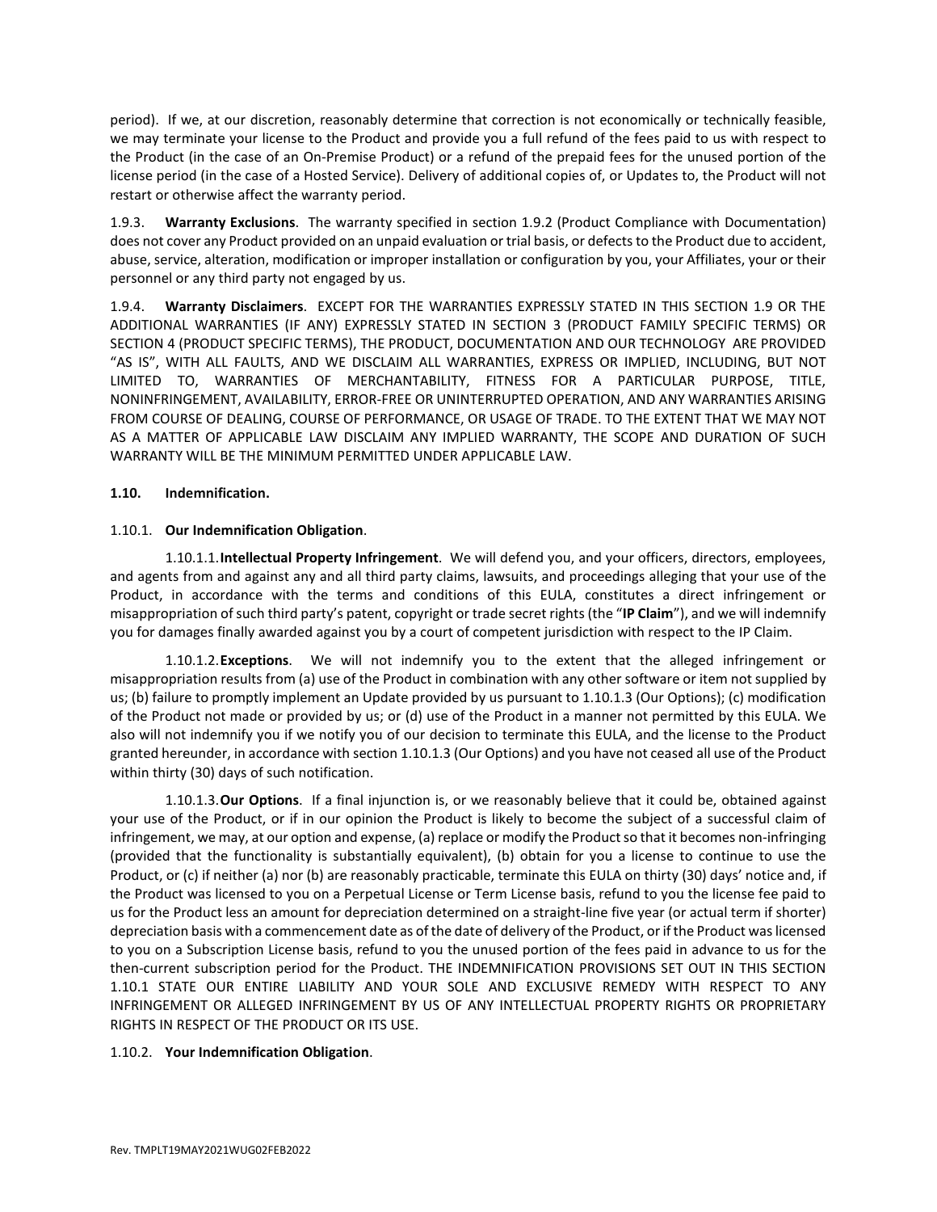period). If we, at our discretion, reasonably determine that correction is not economically or technically feasible, we may terminate your license to the Product and provide you a full refund of the fees paid to us with respect to the Product (in the case of an On-Premise Product) or a refund of the prepaid fees for the unused portion of the license period (in the case of a Hosted Service). Delivery of additional copies of, or Updates to, the Product will not restart or otherwise affect the warranty period.

1.9.3. **Warranty Exclusions**. The warranty specified in section 1.9.2 (Product Compliance with Documentation) does not cover any Product provided on an unpaid evaluation or trial basis, or defects to the Product due to accident, abuse, service, alteration, modification or improper installation or configuration by you, your Affiliates, your or their personnel or any third party not engaged by us.

1.9.4. **Warranty Disclaimers**. EXCEPT FOR THE WARRANTIES EXPRESSLY STATED IN THIS SECTION 1.9 OR THE ADDITIONAL WARRANTIES (IF ANY) EXPRESSLY STATED IN SECTION 3 (PRODUCT FAMILY SPECIFIC TERMS) OR SECTION 4 (PRODUCT SPECIFIC TERMS), THE PRODUCT, DOCUMENTATION AND OUR TECHNOLOGY ARE PROVIDED "AS IS", WITH ALL FAULTS, AND WE DISCLAIM ALL WARRANTIES, EXPRESS OR IMPLIED, INCLUDING, BUT NOT LIMITED TO, WARRANTIES OF MERCHANTABILITY, FITNESS FOR A PARTICULAR PURPOSE, TITLE, NONINFRINGEMENT, AVAILABILITY, ERROR-FREE OR UNINTERRUPTED OPERATION, AND ANY WARRANTIES ARISING FROM COURSE OF DEALING, COURSE OF PERFORMANCE, OR USAGE OF TRADE. TO THE EXTENT THAT WE MAY NOT AS A MATTER OF APPLICABLE LAW DISCLAIM ANY IMPLIED WARRANTY, THE SCOPE AND DURATION OF SUCH WARRANTY WILL BE THE MINIMUM PERMITTED UNDER APPLICABLE LAW.

**1.10. Indemnification.**

1.10.1. **Our Indemnification Obligation**.

1.10.1.1. **Intellectual Property Infringement**. We will defend you, and your officers, directors, employees, and agents from and against any and all third party claims, lawsuits, and proceedings alleging that your use of the Product, in accordance with the terms and conditions of this EULA, constitutes a direct infringement or misappropriation of such third party's patent, copyright or trade secret rights (the "**IP Claim**"), and we will indemnify you for damages finally awarded against you by a court of competent jurisdiction with respect to the IP Claim.

1.10.1.2. **Exceptions**. We will not indemnify you to the extent that the alleged infringement or misappropriation results from (a) use of the Product in combination with any other software or item not supplied by us; (b) failure to promptly implement an Update provided by us pursuant to 1.10.1.3 (Our Options); (c) modification of the Product not made or provided by us; or (d) use of the Product in a manner not permitted by this EULA. We also will not indemnify you if we notify you of our decision to terminate this EULA, and the license to the Product granted hereunder, in accordance with section 1.10.1.3 (Our Options) and you have not ceased all use of the Product within thirty (30) days of such notification.

1.10.1.3. **Our Options**. If a final injunction is, or we reasonably believe that it could be, obtained against your use of the Product, or if in our opinion the Product is likely to become the subject of a successful claim of infringement, we may, at our option and expense, (a) replace or modify the Product so that it becomes non-infringing (provided that the functionality is substantially equivalent), (b) obtain for you a license to continue to use the Product, or (c) if neither (a) nor (b) are reasonably practicable, terminate this EULA on thirty (30) days' notice and, if the Product was licensed to you on a Perpetual License or Term License basis, refund to you the license fee paid to us for the Product less an amount for depreciation determined on a straight-line five year (or actual term if shorter) depreciation basis with a commencement date as of the date of delivery of the Product, or if the Product was licensed to you on a Subscription License basis, refund to you the unused portion of the fees paid in advance to us for the then-current subscription period for the Product. THE INDEMNIFICATION PROVISIONS SET OUT IN THIS SECTION 1.10.1 STATE OUR ENTIRE LIABILITY AND YOUR SOLE AND EXCLUSIVE REMEDY WITH RESPECT TO ANY INFRINGEMENT OR ALLEGED INFRINGEMENT BY US OF ANY INTELLECTUAL PROPERTY RIGHTS OR PROPRIETARY RIGHTS IN RESPECT OF THE PRODUCT OR ITS USE.

1.10.2. **Your Indemnification Obligation**.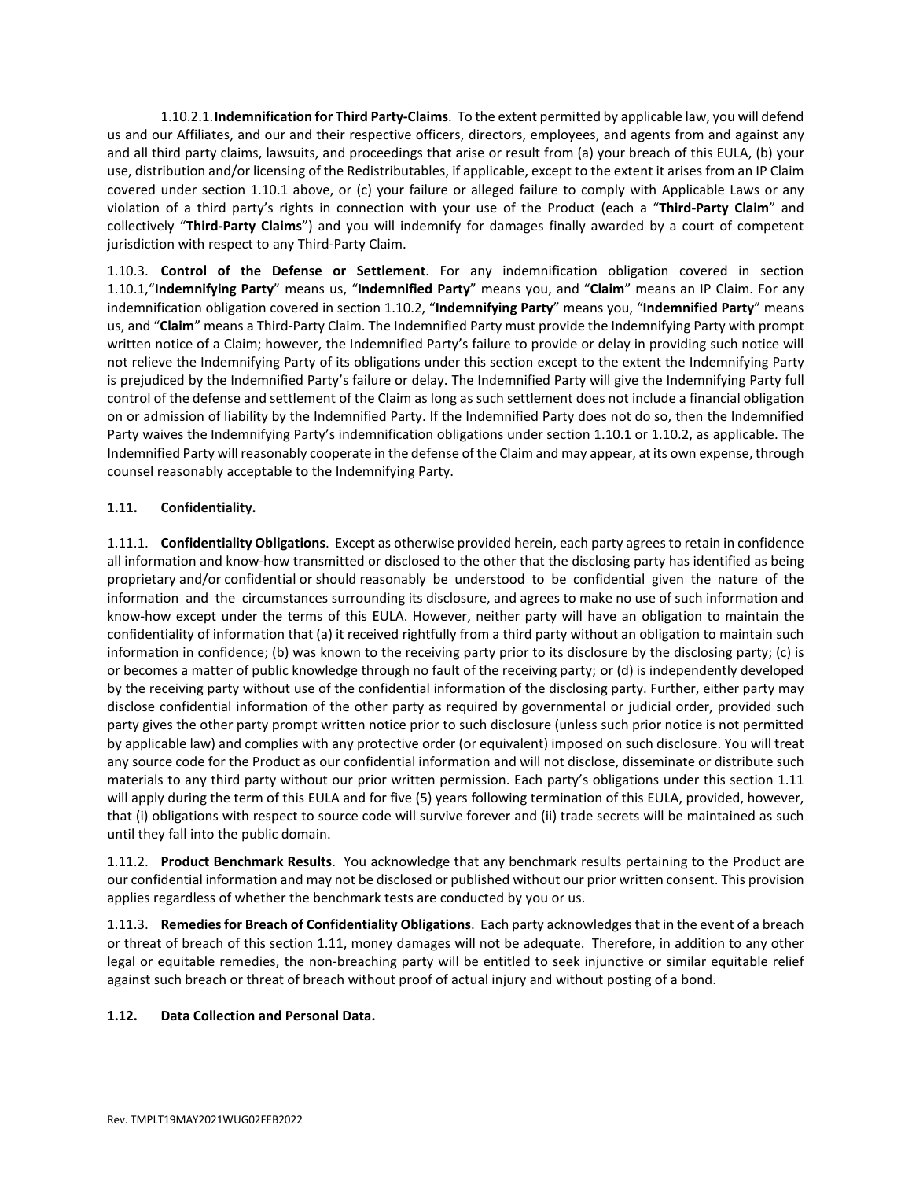1.10.2.1. **Indemnification for Third Party-Claims**. To the extent permitted by applicable law, you will defend us and our Affiliates, and our and their respective officers, directors, employees, and agents from and against any and all third party claims, lawsuits, and proceedings that arise or result from (a) your breach of this EULA, (b) your use, distribution and/or licensing of the Redistributables, if applicable, except to the extent it arises from an IP Claim covered under section 1.10.1 above, or (c) your failure or alleged failure to comply with Applicable Laws or any violation of a third party's rights in connection with your use of the Product (each a "**Third-Party Claim**" and collectively "**Third-Party Claims**") and you will indemnify for damages finally awarded by a court of competent jurisdiction with respect to any Third-Party Claim.

1.10.3. **Control of the Defense or Settlement**. For any indemnification obligation covered in section 1.10.1,"**Indemnifying Party**" means us, "**Indemnified Party**" means you, and "**Claim**" means an IP Claim. For any indemnification obligation covered in section 1.10.2, "**Indemnifying Party**" means you, "**Indemnified Party**" means us, and "**Claim**" means a Third-Party Claim. The Indemnified Party must provide the Indemnifying Party with prompt written notice of a Claim; however, the Indemnified Party's failure to provide or delay in providing such notice will not relieve the Indemnifying Party of its obligations under this section except to the extent the Indemnifying Party is prejudiced by the Indemnified Party's failure or delay. The Indemnified Party will give the Indemnifying Party full control of the defense and settlement of the Claim as long as such settlement does not include a financial obligation on or admission of liability by the Indemnified Party. If the Indemnified Party does not do so, then the Indemnified Party waives the Indemnifying Party's indemnification obligations under section 1.10.1 or 1.10.2, as applicable. The Indemnified Party will reasonably cooperate in the defense of the Claim and may appear, at its own expense, through counsel reasonably acceptable to the Indemnifying Party.

**1.11. Confidentiality.**

1.11.1. **Confidentiality Obligations**. Except as otherwise provided herein, each party agrees to retain in confidence all information and know-how transmitted or disclosed to the other that the disclosing party has identified as being proprietary and/or confidential or should reasonably be understood to be confidential given the nature of the information and the circumstances surrounding its disclosure, and agrees to make no use of such information and know-how except under the terms of this EULA. However, neither party will have an obligation to maintain the confidentiality of information that (a) it received rightfully from a third party without an obligation to maintain such information in confidence; (b) was known to the receiving party prior to its disclosure by the disclosing party; (c) is or becomes a matter of public knowledge through no fault of the receiving party; or (d) is independently developed by the receiving party without use of the confidential information of the disclosing party. Further, either party may disclose confidential information of the other party as required by governmental or judicial order, provided such party gives the other party prompt written notice prior to such disclosure (unless such prior notice is not permitted by applicable law) and complies with any protective order (or equivalent) imposed on such disclosure. You will treat any source code for the Product as our confidential information and will not disclose, disseminate or distribute such materials to any third party without our prior written permission. Each party's obligations under this section 1.11 will apply during the term of this EULA and for five (5) years following termination of this EULA, provided, however, that (i) obligations with respect to source code will survive forever and (ii) trade secrets will be maintained as such until they fall into the public domain.

1.11.2. **Product Benchmark Results**. You acknowledge that any benchmark results pertaining to the Product are our confidential information and may not be disclosed or published without our prior written consent. This provision applies regardless of whether the benchmark tests are conducted by you or us.

1.11.3. **Remedies for Breach of Confidentiality Obligations**. Each party acknowledges that in the event of a breach or threat of breach of this section 1.11, money damages will not be adequate. Therefore, in addition to any other legal or equitable remedies, the non-breaching party will be entitled to seek injunctive or similar equitable relief against such breach or threat of breach without proof of actual injury and without posting of a bond.

**1.12. Data Collection and Personal Data.**

Rev. TMPLT19MAY2021WUG02FEB2022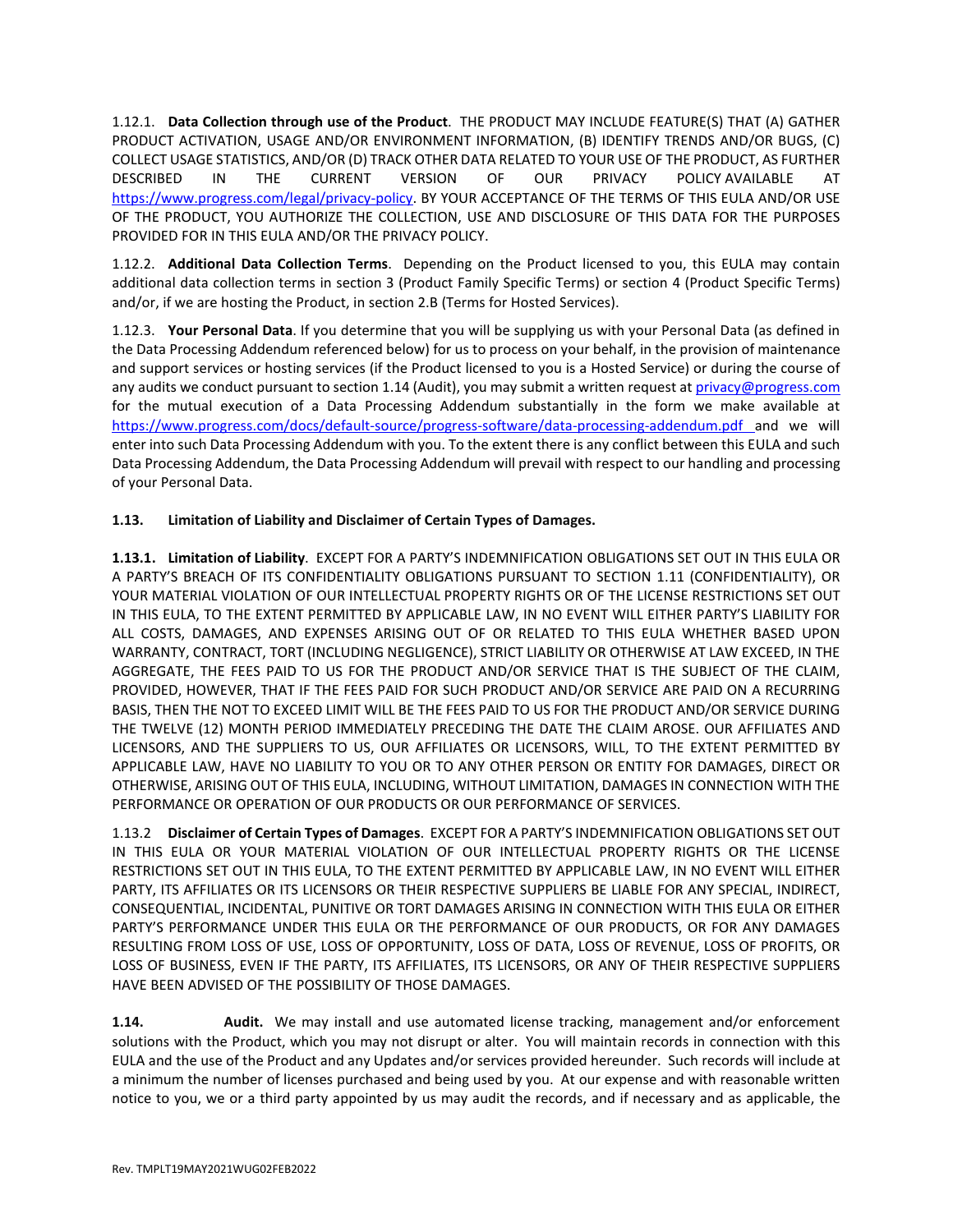1.12.1. **Data Collection through use of the Product**. THE PRODUCT MAY INCLUDE FEATURE(S) THAT (A) GATHER PRODUCT ACTIVATION, USAGE AND/OR ENVIRONMENT INFORMATION, (B) IDENTIFY TRENDS AND/OR BUGS, (C) COLLECT USAGE STATISTICS, AND/OR (D) TRACK OTHER DATA RELATED TO YOUR USE OF THE PRODUCT, AS FURTHER DESCRIBED IN THE CURRENT VERSION OF OUR PRIVACY POLICY AVAILABLE AT https://www.progress.com/legal/privacy-policy. BY YOUR ACCEPTANCE OF THE TERMS OF THIS EULA AND/OR USE OF THE PRODUCT, YOU AUTHORIZE THE COLLECTION, USE AND DISCLOSURE OF THIS DATA FOR THE PURPOSES PROVIDED FOR IN THIS EULA AND/OR THE PRIVACY POLICY.

1.12.2. **Additional Data Collection Terms**. Depending on the Product licensed to you, this EULA may contain additional data collection terms in section 3 (Product Family Specific Terms) or section 4 (Product Specific Terms) and/or, if we are hosting the Product, in section 2.B (Terms for Hosted Services).

1.12.3. **Your Personal Data**. If you determine that you will be supplying us with your Personal Data (as defined in the Data Processing Addendum referenced below) for us to process on your behalf, in the provision of maintenance and support services or hosting services (if the Product licensed to you is a Hosted Service) or during the course of any audits we conduct pursuant to section 1.14 (Audit), you may submit a written request at privacy@progress.com for the mutual execution of a Data Processing Addendum substantially in the form we make available at https://www.progress.com/docs/default-source/progress-software/data-processing-addendum.pdf and we will enter into such Data Processing Addendum with you. To the extent there is any conflict between this EULA and such Data Processing Addendum, the Data Processing Addendum will prevail with respect to our handling and processing of your Personal Data.

**1.13. Limitation of Liability and Disclaimer of Certain Types of Damages.**

**1.13.1. Limitation of Liability**. EXCEPT FOR A PARTY'S INDEMNIFICATION OBLIGATIONS SET OUT IN THIS EULA OR A PARTY'S BREACH OF ITS CONFIDENTIALITY OBLIGATIONS PURSUANT TO SECTION 1.11 (CONFIDENTIALITY), OR YOUR MATERIAL VIOLATION OF OUR INTELLECTUAL PROPERTY RIGHTS OR OF THE LICENSE RESTRICTIONS SET OUT IN THIS EULA, TO THE EXTENT PERMITTED BY APPLICABLE LAW, IN NO EVENT WILL EITHER PARTY'S LIABILITY FOR ALL COSTS, DAMAGES, AND EXPENSES ARISING OUT OF OR RELATED TO THIS EULA WHETHER BASED UPON WARRANTY, CONTRACT, TORT (INCLUDING NEGLIGENCE), STRICT LIABILITY OR OTHERWISE AT LAW EXCEED, IN THE AGGREGATE, THE FEES PAID TO US FOR THE PRODUCT AND/OR SERVICE THAT IS THE SUBJECT OF THE CLAIM, PROVIDED, HOWEVER, THAT IF THE FEES PAID FOR SUCH PRODUCT AND/OR SERVICE ARE PAID ON A RECURRING BASIS, THEN THE NOT TO EXCEED LIMIT WILL BE THE FEES PAID TO US FOR THE PRODUCT AND/OR SERVICE DURING THE TWELVE (12) MONTH PERIOD IMMEDIATELY PRECEDING THE DATE THE CLAIM AROSE. OUR AFFILIATES AND LICENSORS, AND THE SUPPLIERS TO US, OUR AFFILIATES OR LICENSORS, WILL, TO THE EXTENT PERMITTED BY APPLICABLE LAW, HAVE NO LIABILITY TO YOU OR TO ANY OTHER PERSON OR ENTITY FOR DAMAGES, DIRECT OR OTHERWISE, ARISING OUT OF THIS EULA, INCLUDING, WITHOUT LIMITATION, DAMAGES IN CONNECTION WITH THE PERFORMANCE OR OPERATION OF OUR PRODUCTS OR OUR PERFORMANCE OF SERVICES.

1.13.2 **Disclaimer of Certain Types of Damages**. EXCEPT FOR A PARTY'S INDEMNIFICATION OBLIGATIONS SET OUT IN THIS EULA OR YOUR MATERIAL VIOLATION OF OUR INTELLECTUAL PROPERTY RIGHTS OR THE LICENSE RESTRICTIONS SET OUT IN THIS EULA, TO THE EXTENT PERMITTED BY APPLICABLE LAW, IN NO EVENT WILL EITHER PARTY, ITS AFFILIATES OR ITS LICENSORS OR THEIR RESPECTIVE SUPPLIERS BE LIABLE FOR ANY SPECIAL, INDIRECT, CONSEQUENTIAL, INCIDENTAL, PUNITIVE OR TORT DAMAGES ARISING IN CONNECTION WITH THIS EULA OR EITHER PARTY'S PERFORMANCE UNDER THIS EULA OR THE PERFORMANCE OF OUR PRODUCTS, OR FOR ANY DAMAGES RESULTING FROM LOSS OF USE, LOSS OF OPPORTUNITY, LOSS OF DATA, LOSS OF REVENUE, LOSS OF PROFITS, OR LOSS OF BUSINESS, EVEN IF THE PARTY, ITS AFFILIATES, ITS LICENSORS, OR ANY OF THEIR RESPECTIVE SUPPLIERS HAVE BEEN ADVISED OF THE POSSIBILITY OF THOSE DAMAGES.

**1.14. Audit.** We may install and use automated license tracking, management and/or enforcement solutions with the Product, which you may not disrupt or alter. You will maintain records in connection with this EULA and the use of the Product and any Updates and/or services provided hereunder. Such records will include at a minimum the number of licenses purchased and being used by you. At our expense and with reasonable written notice to you, we or a third party appointed by us may audit the records, and if necessary and as applicable, the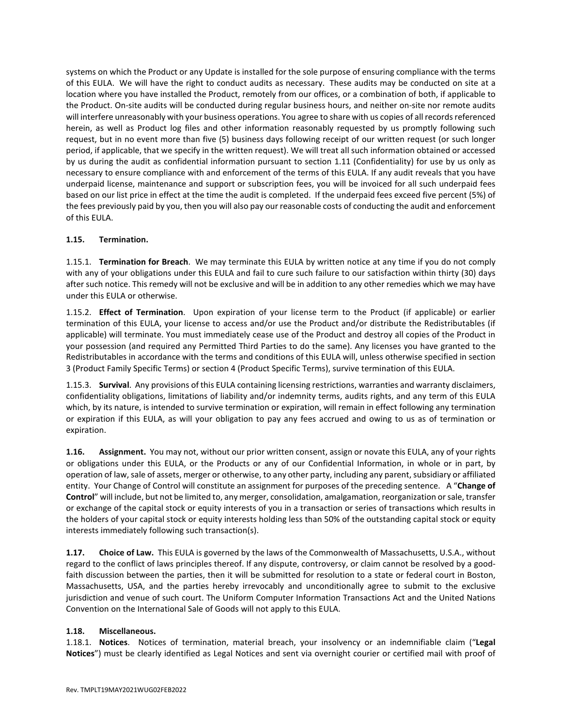systems on which the Product or any Update is installed for the sole purpose of ensuring compliance with the terms of this EULA. We will have the right to conduct audits as necessary. These audits may be conducted on site at a location where you have installed the Product, remotely from our offices, or a combination of both, if applicable to the Product. On-site audits will be conducted during regular business hours, and neither on-site nor remote audits will interfere unreasonably with your business operations. You agree to share with us copies of all records referenced herein, as well as Product log files and other information reasonably requested by us promptly following such request, but in no event more than five (5) business days following receipt of our written request (or such longer period, if applicable, that we specify in the written request). We will treat all such information obtained or accessed by us during the audit as confidential information pursuant to section 1.11 (Confidentiality) for use by us only as necessary to ensure compliance with and enforcement of the terms of this EULA. If any audit reveals that you have underpaid license, maintenance and support or subscription fees, you will be invoiced for all such underpaid fees based on our list price in effect at the time the audit is completed. If the underpaid fees exceed five percent (5%) of the fees previously paid by you, then you will also pay our reasonable costs of conducting the audit and enforcement of this EULA.

**1.15. Termination.**

1.15.1. **Termination for Breach**. We may terminate this EULA by written notice at any time if you do not comply with any of your obligations under this EULA and fail to cure such failure to our satisfaction within thirty (30) days after such notice. This remedy will not be exclusive and will be in addition to any other remedies which we may have under this EULA or otherwise.

1.15.2. **Effect of Termination**. Upon expiration of your license term to the Product (if applicable) or earlier termination of this EULA, your license to access and/or use the Product and/or distribute the Redistributables (if applicable) will terminate. You must immediately cease use of the Product and destroy all copies of the Product in your possession (and required any Permitted Third Parties to do the same). Any licenses you have granted to the Redistributables in accordance with the terms and conditions of this EULA will, unless otherwise specified in section 3 (Product Family Specific Terms) or section 4 (Product Specific Terms), survive termination of this EULA.

1.15.3. **Survival**. Any provisions of this EULA containing licensing restrictions, warranties and warranty disclaimers, confidentiality obligations, limitations of liability and/or indemnity terms, audits rights, and any term of this EULA which, by its nature, is intended to survive termination or expiration, will remain in effect following any termination or expiration if this EULA, as will your obligation to pay any fees accrued and owing to us as of termination or expiration.

**1.16. Assignment.** You may not, without our prior written consent, assign or novate this EULA, any of your rights or obligations under this EULA, or the Products or any of our Confidential Information, in whole or in part, by operation of law, sale of assets, merger or otherwise, to any other party, including any parent, subsidiary or affiliated entity. Your Change of Control will constitute an assignment for purposes of the preceding sentence. A "**Change of Control**" will include, but not be limited to, any merger, consolidation, amalgamation, reorganization or sale, transfer or exchange of the capital stock or equity interests of you in a transaction or series of transactions which results in the holders of your capital stock or equity interests holding less than 50% of the outstanding capital stock or equity interests immediately following such transaction(s).

**1.17. Choice of Law.** This EULA is governed by the laws of the Commonwealth of Massachusetts, U.S.A., without regard to the conflict of laws principles thereof. If any dispute, controversy, or claim cannot be resolved by a good-faith discussion between the parties, then it will be submitted for resolution to a state or federal court in Boston, Massachusetts, USA, and the parties hereby irrevocably and unconditionally agree to submit to the exclusive jurisdiction and venue of such court. The Uniform Computer Information Transactions Act and the United Nations Convention on the International Sale of Goods will not apply to this EULA.

**1.18. Miscellaneous.**

1.18.1. **Notices**. Notices of termination, material breach, your insolvency or an indemnifiable claim ("**Legal Notices**") must be clearly identified as Legal Notices and sent via overnight courier or certified mail with proof of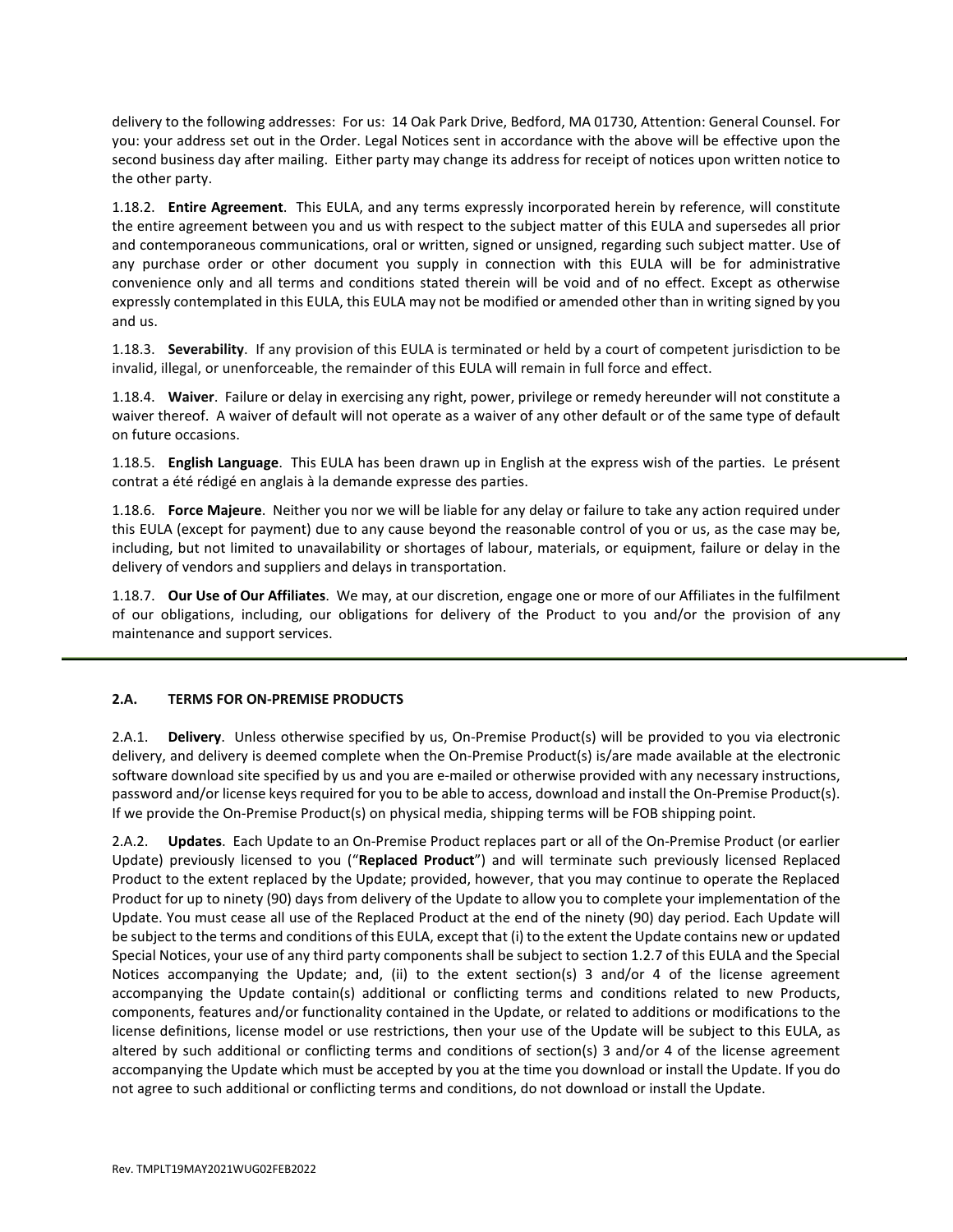delivery to the following addresses: For us: 14 Oak Park Drive, Bedford, MA 01730, Attention: General Counsel. For you: your address set out in the Order. Legal Notices sent in accordance with the above will be effective upon the second business day after mailing. Either party may change its address for receipt of notices upon written notice to the other party.

1.18.2. **Entire Agreement**. This EULA, and any terms expressly incorporated herein by reference, will constitute the entire agreement between you and us with respect to the subject matter of this EULA and supersedes all prior and contemporaneous communications, oral or written, signed or unsigned, regarding such subject matter. Use of any purchase order or other document you supply in connection with this EULA will be for administrative convenience only and all terms and conditions stated therein will be void and of no effect. Except as otherwise expressly contemplated in this EULA, this EULA may not be modified or amended other than in writing signed by you and us.

1.18.3. **Severability**. If any provision of this EULA is terminated or held by a court of competent jurisdiction to be invalid, illegal, or unenforceable, the remainder of this EULA will remain in full force and effect.

1.18.4. **Waiver**. Failure or delay in exercising any right, power, privilege or remedy hereunder will not constitute a waiver thereof. A waiver of default will not operate as a waiver of any other default or of the same type of default on future occasions.

1.18.5. **English Language**. This EULA has been drawn up in English at the express wish of the parties. Le présent contrat a été rédigé en anglais à la demande expresse des parties.

1.18.6. **Force Majeure**. Neither you nor we will be liable for any delay or failure to take any action required under this EULA (except for payment) due to any cause beyond the reasonable control of you or us, as the case may be, including, but not limited to unavailability or shortages of labour, materials, or equipment, failure or delay in the delivery of vendors and suppliers and delays in transportation.

1.18.7. **Our Use of Our Affiliates**. We may, at our discretion, engage one or more of our Affiliates in the fulfilment of our obligations, including, our obligations for delivery of the Product to you and/or the provision of any maintenance and support services.

---

## 2.A. TERMS FOR ON-PREMISE PRODUCTS

2.A.1. **Delivery**. Unless otherwise specified by us, On-Premise Product(s) will be provided to you via electronic delivery, and delivery is deemed complete when the On-Premise Product(s) is/are made available at the electronic software download site specified by us and you are e-mailed or otherwise provided with any necessary instructions, password and/or license keys required for you to be able to access, download and install the On-Premise Product(s). If we provide the On-Premise Product(s) on physical media, shipping terms will be FOB shipping point.

2.A.2. **Updates**. Each Update to an On-Premise Product replaces part or all of the On-Premise Product (or earlier Update) previously licensed to you ("**Replaced Product**") and will terminate such previously licensed Replaced Product to the extent replaced by the Update; provided, however, that you may continue to operate the Replaced Product for up to ninety (90) days from delivery of the Update to allow you to complete your implementation of the Update. You must cease all use of the Replaced Product at the end of the ninety (90) day period. Each Update will be subject to the terms and conditions of this EULA, except that (i) to the extent the Update contains new or updated Special Notices, your use of any third party components shall be subject to section 1.2.7 of this EULA and the Special Notices accompanying the Update; and, (ii) to the extent section(s) 3 and/or 4 of the license agreement accompanying the Update contain(s) additional or conflicting terms and conditions related to new Products, components, features and/or functionality contained in the Update, or related to additions or modifications to the license definitions, license model or use restrictions, then your use of the Update will be subject to this EULA, as altered by such additional or conflicting terms and conditions of section(s) 3 and/or 4 of the license agreement accompanying the Update which must be accepted by you at the time you download or install the Update. If you do not agree to such additional or conflicting terms and conditions, do not download or install the Update.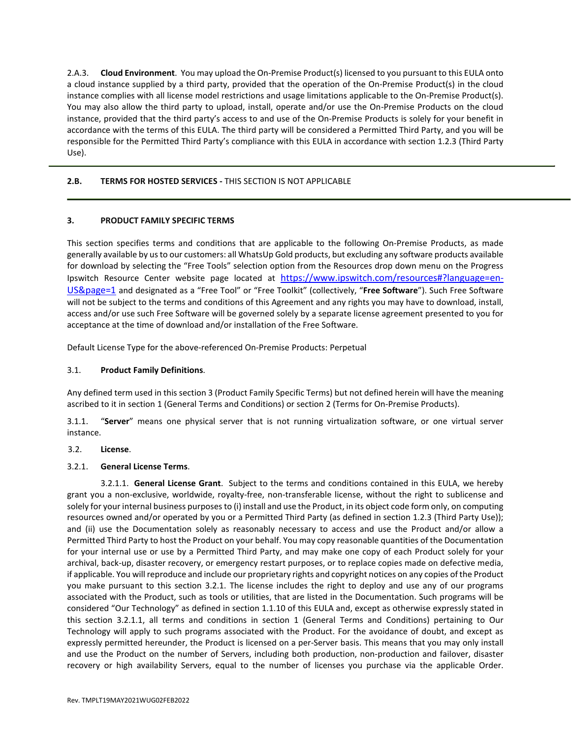2.A.3. **Cloud Environment**. You may upload the On-Premise Product(s) licensed to you pursuant to this EULA onto a cloud instance supplied by a third party, provided that the operation of the On-Premise Product(s) in the cloud instance complies with all license model restrictions and usage limitations applicable to the On-Premise Product(s). You may also allow the third party to upload, install, operate and/or use the On-Premise Products on the cloud instance, provided that the third party's access to and use of the On-Premise Products is solely for your benefit in accordance with the terms of this EULA. The third party will be considered a Permitted Third Party, and you will be responsible for the Permitted Third Party's compliance with this EULA in accordance with section 1.2.3 (Third Party Use).

---

**2.B. TERMS FOR HOSTED SERVICES -** THIS SECTION IS NOT APPLICABLE

---

**3. PRODUCT FAMILY SPECIFIC TERMS**

This section specifies terms and conditions that are applicable to the following On-Premise Products, as made generally available by us to our customers: all WhatsUp Gold products, but excluding any software products available for download by selecting the "Free Tools" selection option from the Resources drop down menu on the Progress Ipswitch Resource Center website page located at https://www.ipswitch.com/resources#?language=en-US&page=1 and designated as a "Free Tool" or "Free Toolkit" (collectively, "**Free Software**"). Such Free Software will not be subject to the terms and conditions of this Agreement and any rights you may have to download, install, access and/or use such Free Software will be governed solely by a separate license agreement presented to you for acceptance at the time of download and/or installation of the Free Software.

Default License Type for the above-referenced On-Premise Products: Perpetual

3.1. **Product Family Definitions**.

Any defined term used in this section 3 (Product Family Specific Terms) but not defined herein will have the meaning ascribed to it in section 1 (General Terms and Conditions) or section 2 (Terms for On-Premise Products).

3.1.1. "**Server**" means one physical server that is not running virtualization software, or one virtual server instance.

3.2. **License**.

3.2.1. **General License Terms**.

3.2.1.1. **General License Grant**. Subject to the terms and conditions contained in this EULA, we hereby grant you a non-exclusive, worldwide, royalty-free, non-transferable license, without the right to sublicense and solely for your internal business purposes to (i) install and use the Product, in its object code form only, on computing resources owned and/or operated by you or a Permitted Third Party (as defined in section 1.2.3 (Third Party Use)); and (ii) use the Documentation solely as reasonably necessary to access and use the Product and/or allow a Permitted Third Party to host the Product on your behalf. You may copy reasonable quantities of the Documentation for your internal use or use by a Permitted Third Party, and may make one copy of each Product solely for your archival, back-up, disaster recovery, or emergency restart purposes, or to replace copies made on defective media, if applicable. You will reproduce and include our proprietary rights and copyright notices on any copies of the Product you make pursuant to this section 3.2.1. The license includes the right to deploy and use any of our programs associated with the Product, such as tools or utilities, that are listed in the Documentation. Such programs will be considered "Our Technology" as defined in section 1.1.10 of this EULA and, except as otherwise expressly stated in this section 3.2.1.1, all terms and conditions in section 1 (General Terms and Conditions) pertaining to Our Technology will apply to such programs associated with the Product. For the avoidance of doubt, and except as expressly permitted hereunder, the Product is licensed on a per-Server basis. This means that you may only install and use the Product on the number of Servers, including both production, non-production and failover, disaster recovery or high availability Servers, equal to the number of licenses you purchase via the applicable Order.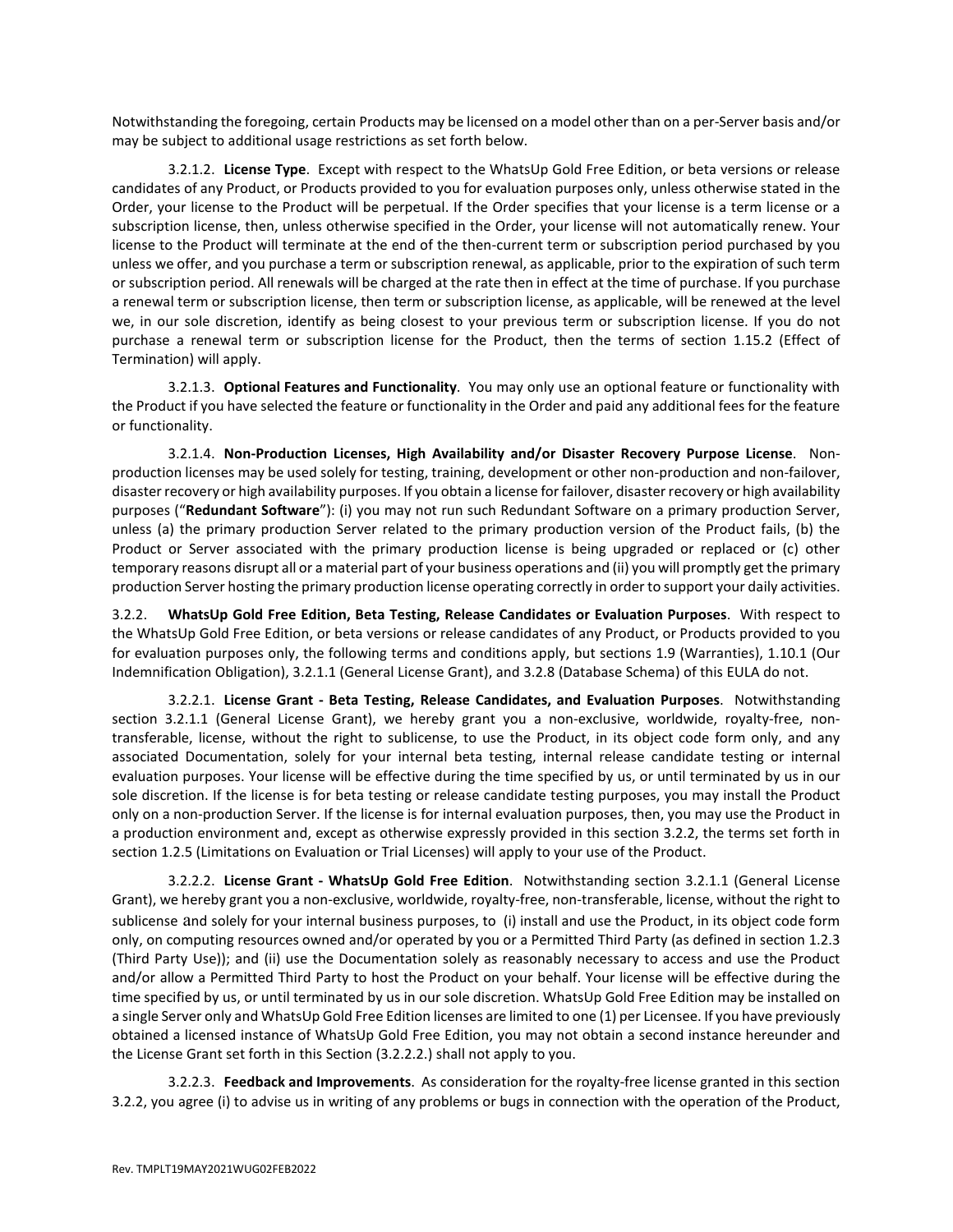Notwithstanding the foregoing, certain Products may be licensed on a model other than on a per-Server basis and/or may be subject to additional usage restrictions as set forth below.

3.2.1.2. **License Type**. Except with respect to the WhatsUp Gold Free Edition, or beta versions or release candidates of any Product, or Products provided to you for evaluation purposes only, unless otherwise stated in the Order, your license to the Product will be perpetual. If the Order specifies that your license is a term license or a subscription license, then, unless otherwise specified in the Order, your license will not automatically renew. Your license to the Product will terminate at the end of the then-current term or subscription period purchased by you unless we offer, and you purchase a term or subscription renewal, as applicable, prior to the expiration of such term or subscription period. All renewals will be charged at the rate then in effect at the time of purchase. If you purchase a renewal term or subscription license, then term or subscription license, as applicable, will be renewed at the level we, in our sole discretion, identify as being closest to your previous term or subscription license. If you do not purchase a renewal term or subscription license for the Product, then the terms of section 1.15.2 (Effect of Termination) will apply.

3.2.1.3. **Optional Features and Functionality**. You may only use an optional feature or functionality with the Product if you have selected the feature or functionality in the Order and paid any additional fees for the feature or functionality.

3.2.1.4. **Non-Production Licenses, High Availability and/or Disaster Recovery Purpose License**. Non-production licenses may be used solely for testing, training, development or other non-production and non-failover, disaster recovery or high availability purposes. If you obtain a license for failover, disaster recovery or high availability purposes ("**Redundant Software**"): (i) you may not run such Redundant Software on a primary production Server, unless (a) the primary production Server related to the primary production version of the Product fails, (b) the Product or Server associated with the primary production license is being upgraded or replaced or (c) other temporary reasons disrupt all or a material part of your business operations and (ii) you will promptly get the primary production Server hosting the primary production license operating correctly in order to support your daily activities.

3.2.2. **WhatsUp Gold Free Edition, Beta Testing, Release Candidates or Evaluation Purposes**. With respect to the WhatsUp Gold Free Edition, or beta versions or release candidates of any Product, or Products provided to you for evaluation purposes only, the following terms and conditions apply, but sections 1.9 (Warranties), 1.10.1 (Our Indemnification Obligation), 3.2.1.1 (General License Grant), and 3.2.8 (Database Schema) of this EULA do not.

3.2.2.1. **License Grant - Beta Testing, Release Candidates, and Evaluation Purposes**. Notwithstanding section 3.2.1.1 (General License Grant), we hereby grant you a non-exclusive, worldwide, royalty-free, non-transferable, license, without the right to sublicense, to use the Product, in its object code form only, and any associated Documentation, solely for your internal beta testing, internal release candidate testing or internal evaluation purposes. Your license will be effective during the time specified by us, or until terminated by us in our sole discretion. If the license is for beta testing or release candidate testing purposes, you may install the Product only on a non-production Server. If the license is for internal evaluation purposes, then, you may use the Product in a production environment and, except as otherwise expressly provided in this section 3.2.2, the terms set forth in section 1.2.5 (Limitations on Evaluation or Trial Licenses) will apply to your use of the Product.

3.2.2.2. **License Grant - WhatsUp Gold Free Edition**. Notwithstanding section 3.2.1.1 (General License Grant), we hereby grant you a non-exclusive, worldwide, royalty-free, non-transferable, license, without the right to sublicense and solely for your internal business purposes, to (i) install and use the Product, in its object code form only, on computing resources owned and/or operated by you or a Permitted Third Party (as defined in section 1.2.3 (Third Party Use)); and (ii) use the Documentation solely as reasonably necessary to access and use the Product and/or allow a Permitted Third Party to host the Product on your behalf. Your license will be effective during the time specified by us, or until terminated by us in our sole discretion. WhatsUp Gold Free Edition may be installed on a single Server only and WhatsUp Gold Free Edition licenses are limited to one (1) per Licensee. If you have previously obtained a licensed instance of WhatsUp Gold Free Edition, you may not obtain a second instance hereunder and the License Grant set forth in this Section (3.2.2.2.) shall not apply to you.

3.2.2.3. **Feedback and Improvements**. As consideration for the royalty-free license granted in this section 3.2.2, you agree (i) to advise us in writing of any problems or bugs in connection with the operation of the Product,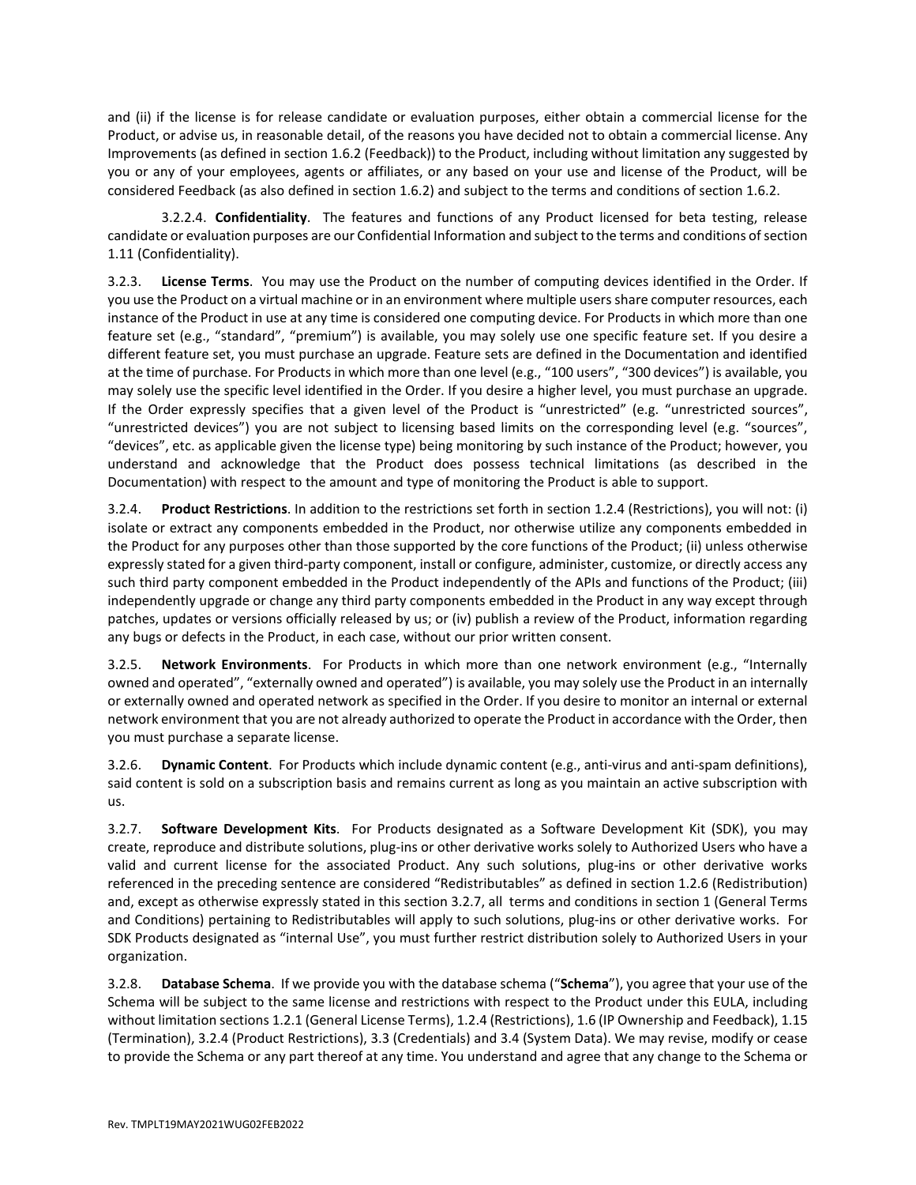and (ii) if the license is for release candidate or evaluation purposes, either obtain a commercial license for the Product, or advise us, in reasonable detail, of the reasons you have decided not to obtain a commercial license. Any Improvements (as defined in section 1.6.2 (Feedback)) to the Product, including without limitation any suggested by you or any of your employees, agents or affiliates, or any based on your use and license of the Product, will be considered Feedback (as also defined in section 1.6.2) and subject to the terms and conditions of section 1.6.2.

3.2.2.4. **Confidentiality**. The features and functions of any Product licensed for beta testing, release candidate or evaluation purposes are our Confidential Information and subject to the terms and conditions of section 1.11 (Confidentiality).

3.2.3. **License Terms**. You may use the Product on the number of computing devices identified in the Order. If you use the Product on a virtual machine or in an environment where multiple users share computer resources, each instance of the Product in use at any time is considered one computing device. For Products in which more than one feature set (e.g., "standard", "premium") is available, you may solely use one specific feature set. If you desire a different feature set, you must purchase an upgrade. Feature sets are defined in the Documentation and identified at the time of purchase. For Products in which more than one level (e.g., "100 users", "300 devices") is available, you may solely use the specific level identified in the Order. If you desire a higher level, you must purchase an upgrade. If the Order expressly specifies that a given level of the Product is "unrestricted" (e.g. "unrestricted sources", "unrestricted devices") you are not subject to licensing based limits on the corresponding level (e.g. "sources", "devices", etc. as applicable given the license type) being monitoring by such instance of the Product; however, you understand and acknowledge that the Product does possess technical limitations (as described in the Documentation) with respect to the amount and type of monitoring the Product is able to support.

3.2.4. **Product Restrictions**. In addition to the restrictions set forth in section 1.2.4 (Restrictions), you will not: (i) isolate or extract any components embedded in the Product, nor otherwise utilize any components embedded in the Product for any purposes other than those supported by the core functions of the Product; (ii) unless otherwise expressly stated for a given third-party component, install or configure, administer, customize, or directly access any such third party component embedded in the Product independently of the APIs and functions of the Product; (iii) independently upgrade or change any third party components embedded in the Product in any way except through patches, updates or versions officially released by us; or (iv) publish a review of the Product, information regarding any bugs or defects in the Product, in each case, without our prior written consent.

3.2.5. **Network Environments**. For Products in which more than one network environment (e.g., "Internally owned and operated", "externally owned and operated") is available, you may solely use the Product in an internally or externally owned and operated network as specified in the Order. If you desire to monitor an internal or external network environment that you are not already authorized to operate the Product in accordance with the Order, then you must purchase a separate license.

3.2.6. **Dynamic Content**. For Products which include dynamic content (e.g., anti-virus and anti-spam definitions), said content is sold on a subscription basis and remains current as long as you maintain an active subscription with us.

3.2.7. **Software Development Kits**. For Products designated as a Software Development Kit (SDK), you may create, reproduce and distribute solutions, plug-ins or other derivative works solely to Authorized Users who have a valid and current license for the associated Product. Any such solutions, plug-ins or other derivative works referenced in the preceding sentence are considered "Redistributables" as defined in section 1.2.6 (Redistribution) and, except as otherwise expressly stated in this section 3.2.7, all terms and conditions in section 1 (General Terms and Conditions) pertaining to Redistributables will apply to such solutions, plug-ins or other derivative works. For SDK Products designated as "internal Use", you must further restrict distribution solely to Authorized Users in your organization.

3.2.8. **Database Schema**. If we provide you with the database schema ("**Schema**"), you agree that your use of the Schema will be subject to the same license and restrictions with respect to the Product under this EULA, including without limitation sections 1.2.1 (General License Terms), 1.2.4 (Restrictions), 1.6 (IP Ownership and Feedback), 1.15 (Termination), 3.2.4 (Product Restrictions), 3.3 (Credentials) and 3.4 (System Data). We may revise, modify or cease to provide the Schema or any part thereof at any time. You understand and agree that any change to the Schema or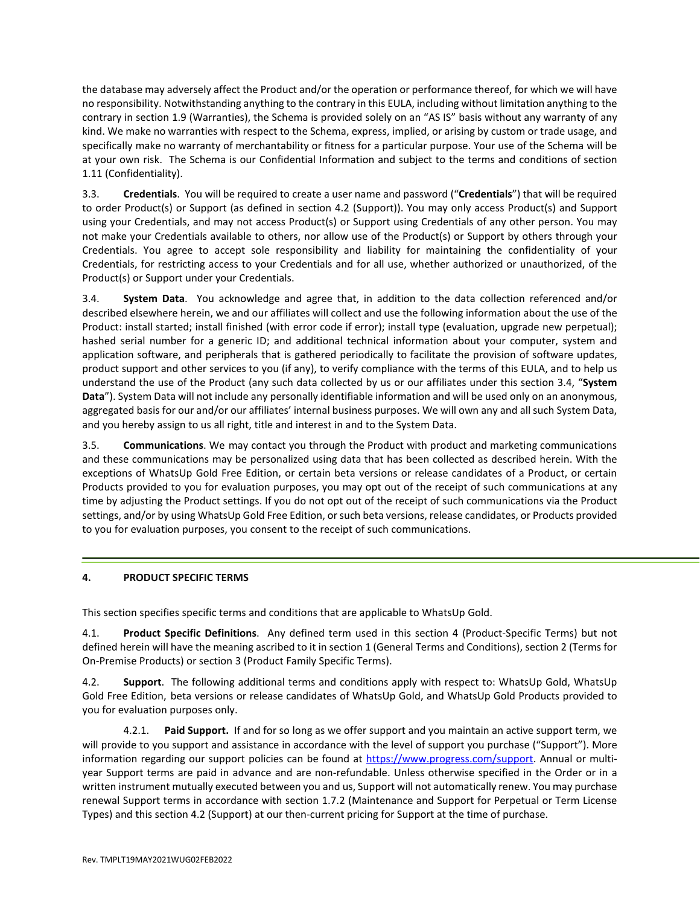the database may adversely affect the Product and/or the operation or performance thereof, for which we will have no responsibility. Notwithstanding anything to the contrary in this EULA, including without limitation anything to the contrary in section 1.9 (Warranties), the Schema is provided solely on an "AS IS" basis without any warranty of any kind. We make no warranties with respect to the Schema, express, implied, or arising by custom or trade usage, and specifically make no warranty of merchantability or fitness for a particular purpose. Your use of the Schema will be at your own risk. The Schema is our Confidential Information and subject to the terms and conditions of section 1.11 (Confidentiality).

3.3. **Credentials**. You will be required to create a user name and password ("**Credentials**") that will be required to order Product(s) or Support (as defined in section 4.2 (Support)). You may only access Product(s) and Support using your Credentials, and may not access Product(s) or Support using Credentials of any other person. You may not make your Credentials available to others, nor allow use of the Product(s) or Support by others through your Credentials. You agree to accept sole responsibility and liability for maintaining the confidentiality of your Credentials, for restricting access to your Credentials and for all use, whether authorized or unauthorized, of the Product(s) or Support under your Credentials.

3.4. **System Data**. You acknowledge and agree that, in addition to the data collection referenced and/or described elsewhere herein, we and our affiliates will collect and use the following information about the use of the Product: install started; install finished (with error code if error); install type (evaluation, upgrade new perpetual); hashed serial number for a generic ID; and additional technical information about your computer, system and application software, and peripherals that is gathered periodically to facilitate the provision of software updates, product support and other services to you (if any), to verify compliance with the terms of this EULA, and to help us understand the use of the Product (any such data collected by us or our affiliates under this section 3.4, "**System Data**"). System Data will not include any personally identifiable information and will be used only on an anonymous, aggregated basis for our and/or our affiliates' internal business purposes. We will own any and all such System Data, and you hereby assign to us all right, title and interest in and to the System Data.

3.5. **Communications**. We may contact you through the Product with product and marketing communications and these communications may be personalized using data that has been collected as described herein. With the exceptions of WhatsUp Gold Free Edition, or certain beta versions or release candidates of a Product, or certain Products provided to you for evaluation purposes, you may opt out of the receipt of such communications at any time by adjusting the Product settings. If you do not opt out of the receipt of such communications via the Product settings, and/or by using WhatsUp Gold Free Edition, or such beta versions, release candidates, or Products provided to you for evaluation purposes, you consent to the receipt of such communications.

## 4. PRODUCT SPECIFIC TERMS

This section specifies specific terms and conditions that are applicable to WhatsUp Gold.

4.1. **Product Specific Definitions**. Any defined term used in this section 4 (Product-Specific Terms) but not defined herein will have the meaning ascribed to it in section 1 (General Terms and Conditions), section 2 (Terms for On-Premise Products) or section 3 (Product Family Specific Terms).

4.2. **Support**. The following additional terms and conditions apply with respect to: WhatsUp Gold, WhatsUp Gold Free Edition, beta versions or release candidates of WhatsUp Gold, and WhatsUp Gold Products provided to you for evaluation purposes only.

4.2.1. **Paid Support.** If and for so long as we offer support and you maintain an active support term, we will provide to you support and assistance in accordance with the level of support you purchase ("Support"). More information regarding our support policies can be found at https://www.progress.com/support. Annual or multi-year Support terms are paid in advance and are non-refundable. Unless otherwise specified in the Order or in a written instrument mutually executed between you and us, Support will not automatically renew. You may purchase renewal Support terms in accordance with section 1.7.2 (Maintenance and Support for Perpetual or Term License Types) and this section 4.2 (Support) at our then-current pricing for Support at the time of purchase.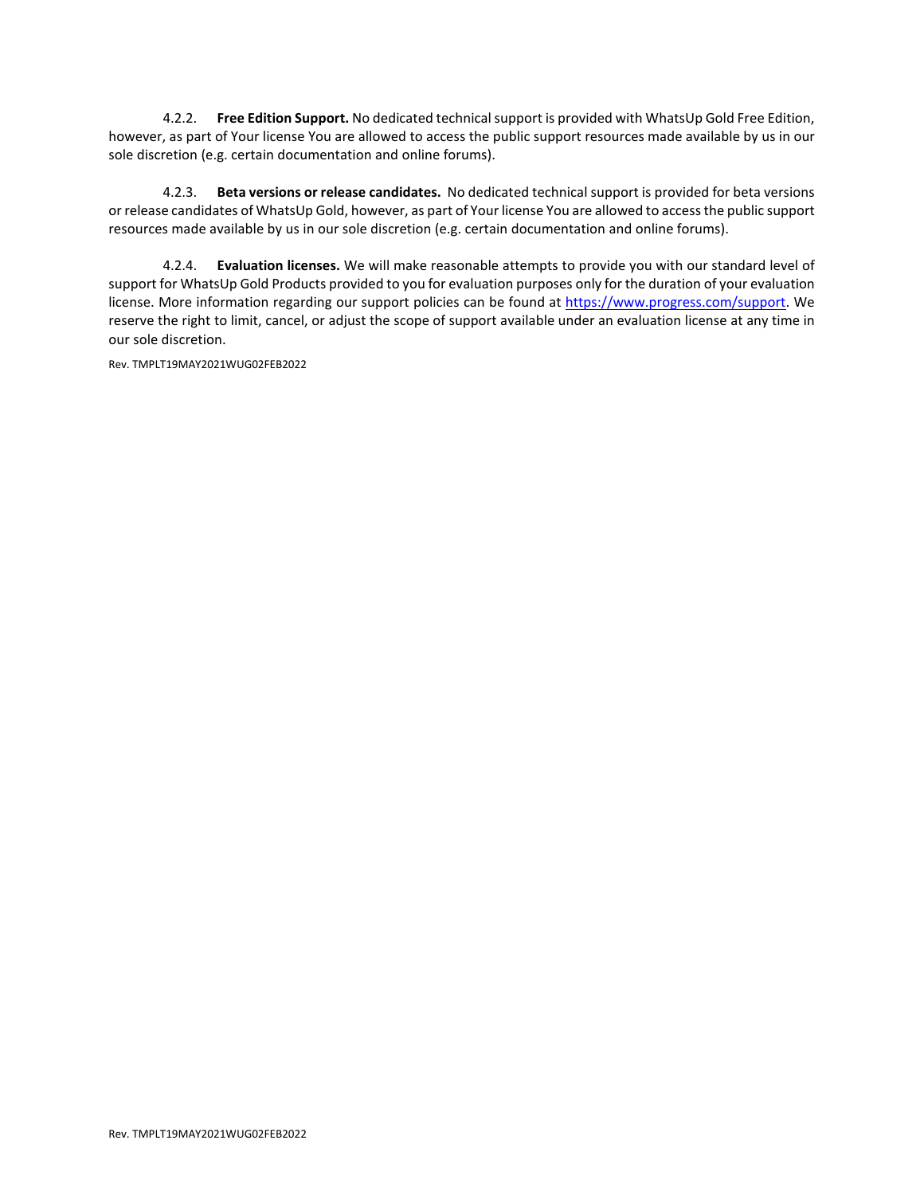4.2.2. **Free Edition Support.** No dedicated technical support is provided with WhatsUp Gold Free Edition, however, as part of Your license You are allowed to access the public support resources made available by us in our sole discretion (e.g. certain documentation and online forums).

4.2.3. **Beta versions or release candidates.** No dedicated technical support is provided for beta versions or release candidates of WhatsUp Gold, however, as part of Your license You are allowed to access the public support resources made available by us in our sole discretion (e.g. certain documentation and online forums).

4.2.4. **Evaluation licenses.** We will make reasonable attempts to provide you with our standard level of support for WhatsUp Gold Products provided to you for evaluation purposes only for the duration of your evaluation license. More information regarding our support policies can be found at https://www.progress.com/support. We reserve the right to limit, cancel, or adjust the scope of support available under an evaluation license at any time in our sole discretion.

Rev. TMPLT19MAY2021WUG02FEB2022